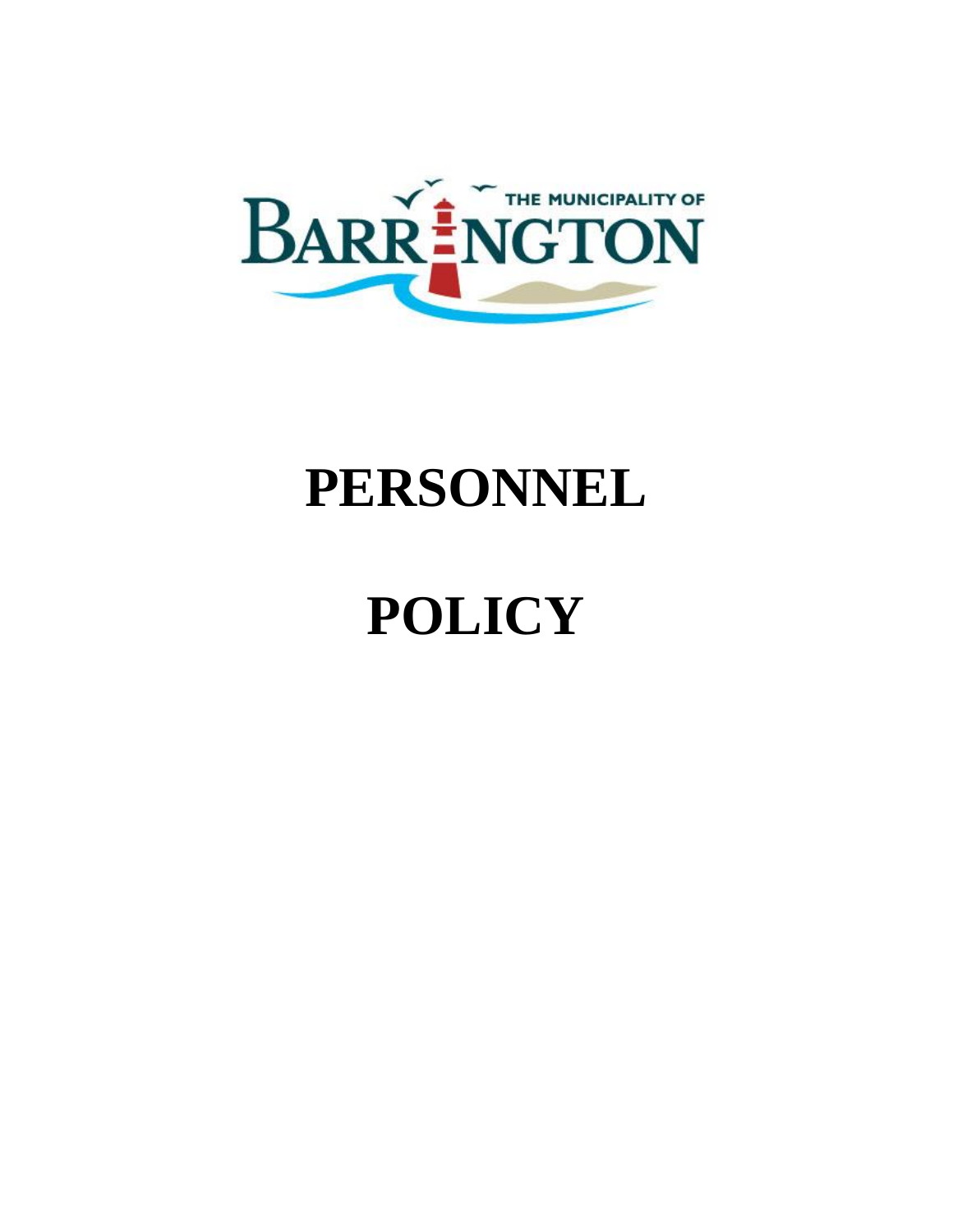THE MUNICIPALITY OF BARRINGTON

# PERSONNEL

# POLICY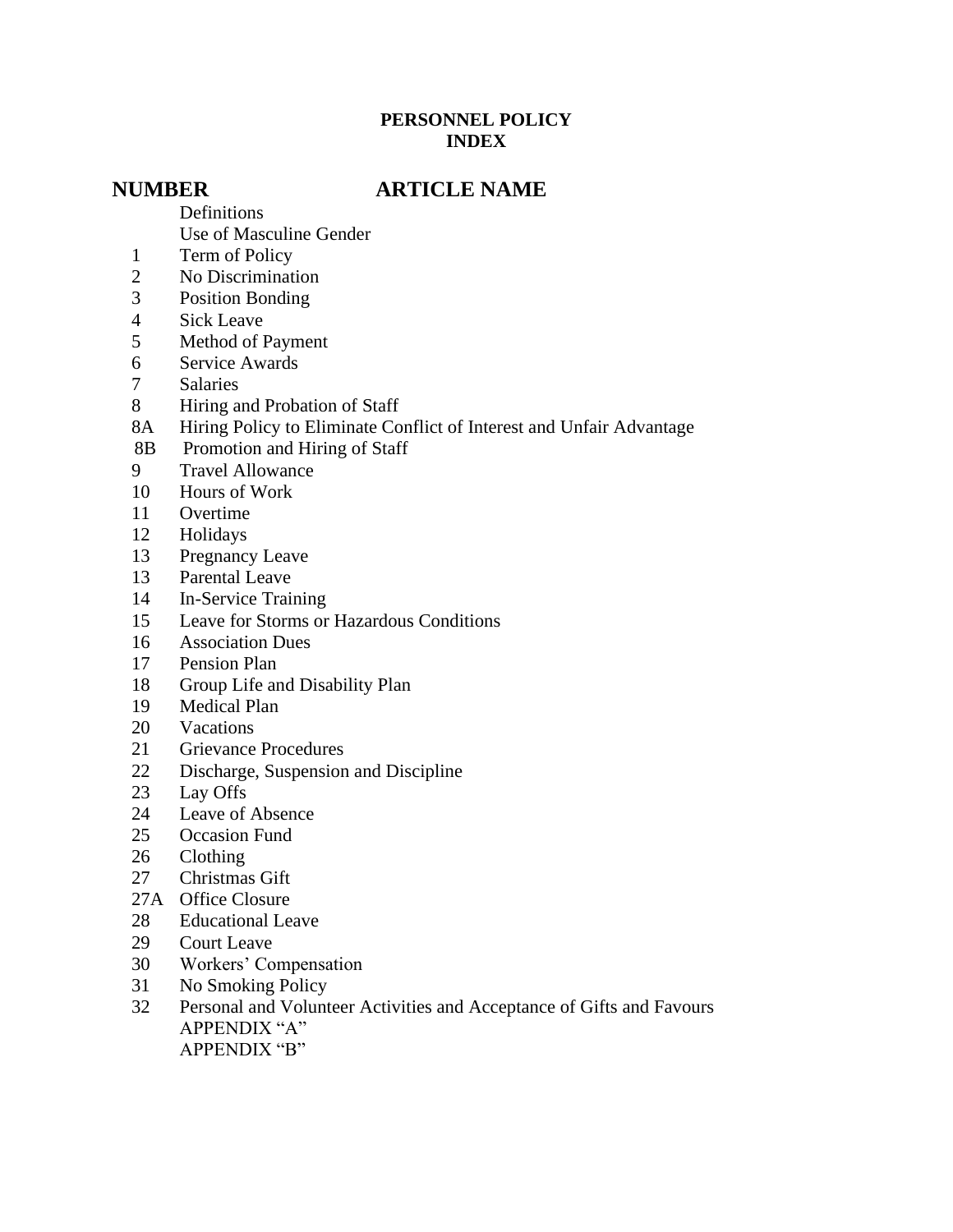**PERSONNEL POLICY**
**INDEX**

| NUMBER | ARTICLE NAME |
|---|---|
| | Definitions |
| | Use of Masculine Gender |
| 1 | Term of Policy |
| 2 | No Discrimination |
| 3 | Position Bonding |
| 4 | Sick Leave |
| 5 | Method of Payment |
| 6 | Service Awards |
| 7 | Salaries |
| 8 | Hiring and Probation of Staff |
| 8A | Hiring Policy to Eliminate Conflict of Interest and Unfair Advantage |
| 8B | Promotion and Hiring of Staff |
| 9 | Travel Allowance |
| 10 | Hours of Work |
| 11 | Overtime |
| 12 | Holidays |
| 13 | Pregnancy Leave |
| 13 | Parental Leave |
| 14 | In-Service Training |
| 15 | Leave for Storms or Hazardous Conditions |
| 16 | Association Dues |
| 17 | Pension Plan |
| 18 | Group Life and Disability Plan |
| 19 | Medical Plan |
| 20 | Vacations |
| 21 | Grievance Procedures |
| 22 | Discharge, Suspension and Discipline |
| 23 | Lay Offs |
| 24 | Leave of Absence |
| 25 | Occasion Fund |
| 26 | Clothing |
| 27 | Christmas Gift |
| 27A | Office Closure |
| 28 | Educational Leave |
| 29 | Court Leave |
| 30 | Workers' Compensation |
| 31 | No Smoking Policy |
| 32 | Personal and Volunteer Activities and Acceptance of Gifts and Favours |
| | APPENDIX "A" |
| | APPENDIX "B" |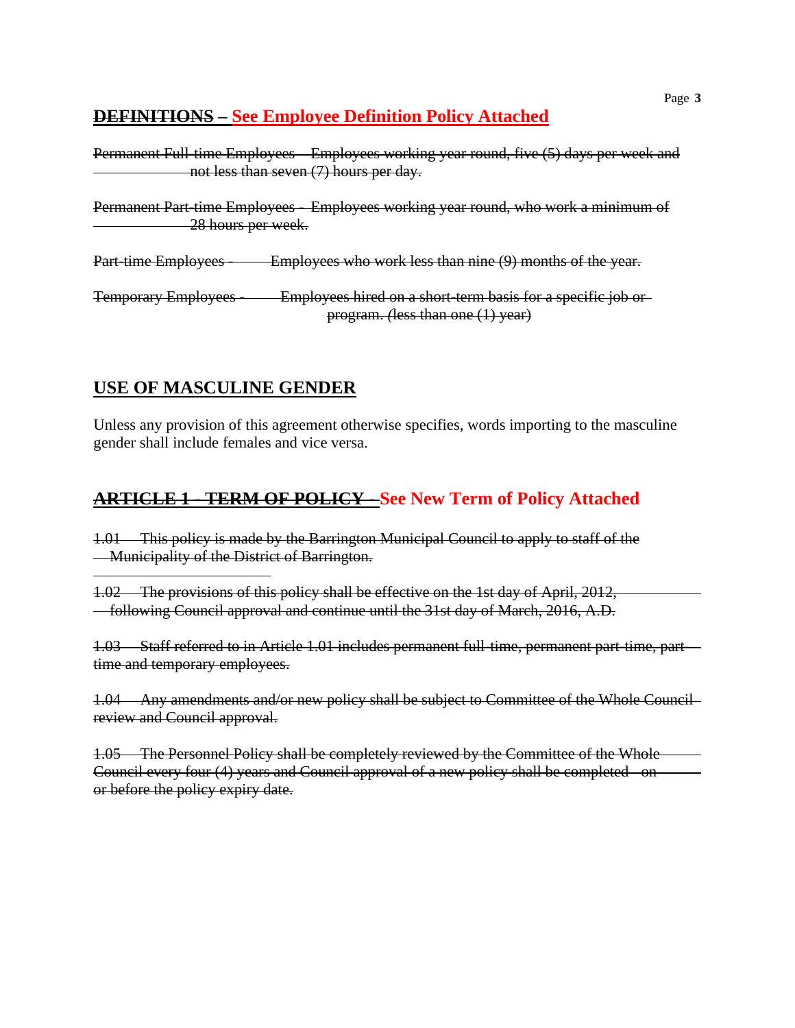## ~~DEFINITIONS~~ – See Employee Definition Policy Attached

~~Permanent Full-time Employees - Employees working year round, five (5) days per week and not less than seven (7) hours per day.~~

~~Permanent Part-time Employees - Employees working year round, who work a minimum of 28 hours per week.~~

~~Part-time Employees - Employees who work less than nine (9) months of the year.~~

~~Temporary Employees - Employees hired on a short-term basis for a specific job or program. (less than one (1) year)~~

## USE OF MASCULINE GENDER

Unless any provision of this agreement otherwise specifies, words importing to the masculine gender shall include females and vice versa.

## ~~ARTICLE 1 – TERM OF POLICY~~ – See New Term of Policy Attached

~~1.01 This policy is made by the Barrington Municipal Council to apply to staff of the Municipality of the District of Barrington.~~

~~1.02 The provisions of this policy shall be effective on the 1st day of April, 2012, following Council approval and continue until the 31st day of March, 2016, A.D.~~

~~1.03 Staff referred to in Article 1.01 includes permanent full-time, permanent part-time, part-time and temporary employees.~~

~~1.04 Any amendments and/or new policy shall be subject to Committee of the Whole Council review and Council approval.~~

~~1.05 The Personnel Policy shall be completely reviewed by the Committee of the Whole Council every four (4) years and Council approval of a new policy shall be completed on or before the policy expiry date.~~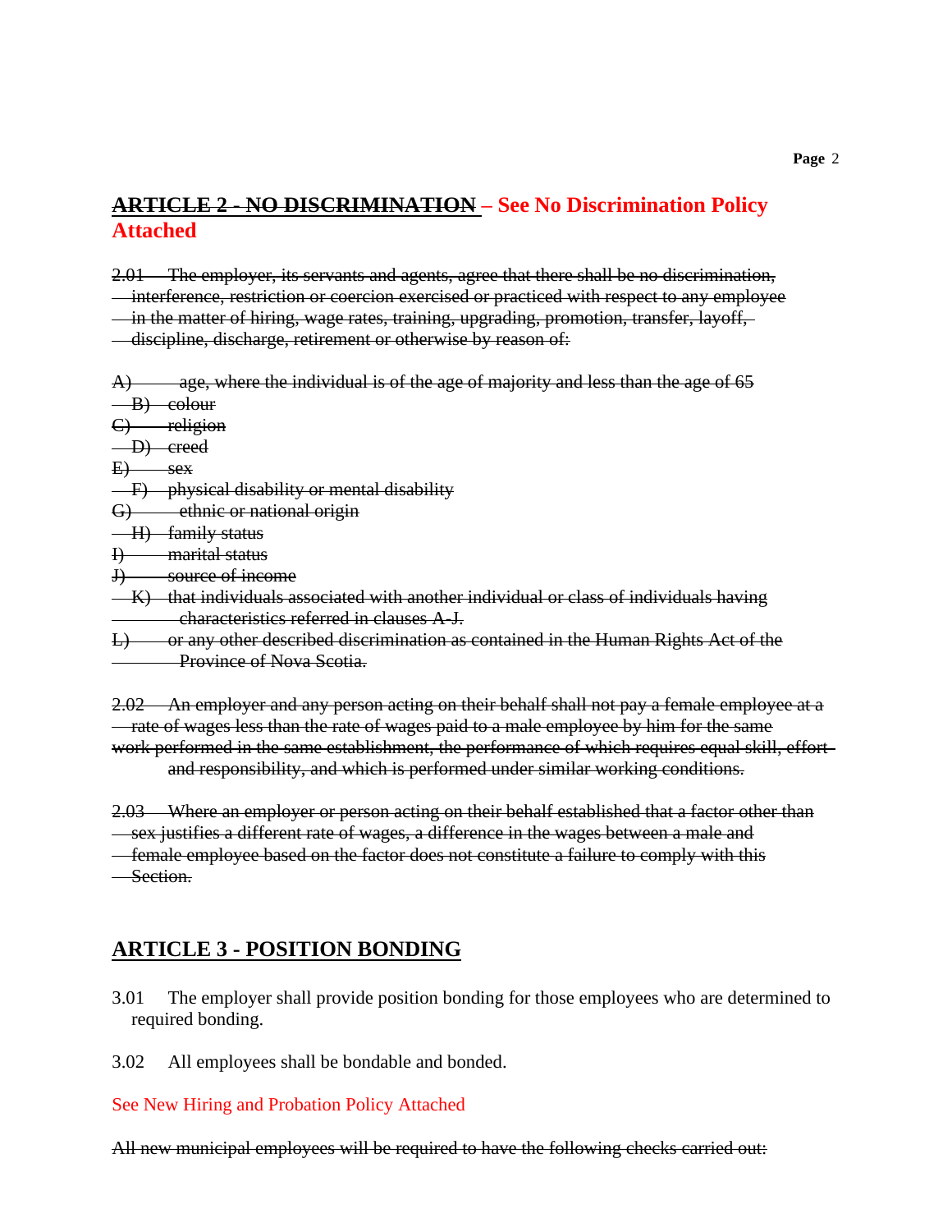## ~~ARTICLE 2 - NO DISCRIMINATION~~ – See No Discrimination Policy Attached

~~2.01 The employer, its servants and agents, agree that there shall be no discrimination, interference, restriction or coercion exercised or practiced with respect to any employee in the matter of hiring, wage rates, training, upgrading, promotion, transfer, layoff, discipline, discharge, retirement or otherwise by reason of:~~

~~A) age, where the individual is of the age of majority and less than the age of 65~~
~~B) colour~~
~~C) religion~~
~~D) creed~~
~~E) sex~~
~~F) physical disability or mental disability~~
~~G) ethnic or national origin~~
~~H) family status~~
~~I) marital status~~
~~J) source of income~~
~~K) that individuals associated with another individual or class of individuals having characteristics referred in clauses A-J.~~
~~L) or any other described discrimination as contained in the Human Rights Act of the Province of Nova Scotia.~~

~~2.02 An employer and any person acting on their behalf shall not pay a female employee at a rate of wages less than the rate of wages paid to a male employee by him for the same work performed in the same establishment, the performance of which requires equal skill, effort and responsibility, and which is performed under similar working conditions.~~

~~2.03 Where an employer or person acting on their behalf established that a factor other than sex justifies a different rate of wages, a difference in the wages between a male and female employee based on the factor does not constitute a failure to comply with this Section.~~

## ARTICLE 3 - POSITION BONDING

3.01 The employer shall provide position bonding for those employees who are determined to required bonding.

3.02 All employees shall be bondable and bonded.

See New Hiring and Probation Policy Attached

~~All new municipal employees will be required to have the following checks carried out:~~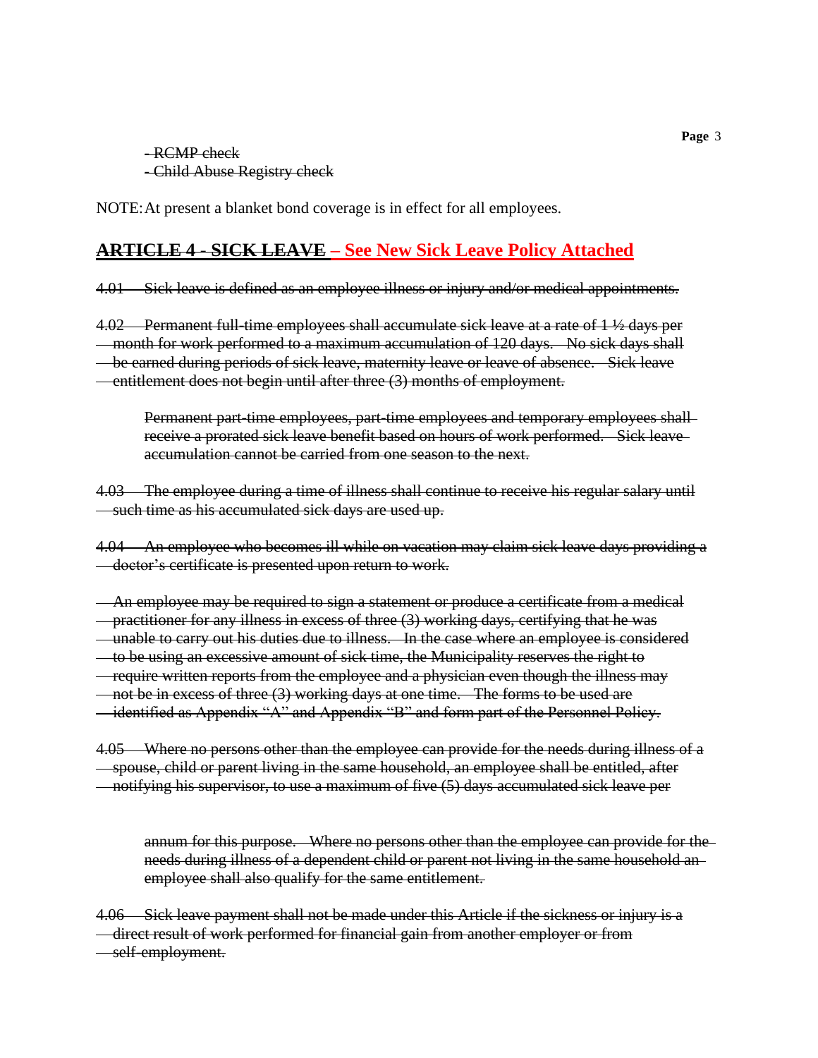~~- RCMP check~~
~~- Child Abuse Registry check~~

NOTE: At present a blanket bond coverage is in effect for all employees.

## ~~ARTICLE 4 - SICK LEAVE~~ – See New Sick Leave Policy Attached

~~4.01 Sick leave is defined as an employee illness or injury and/or medical appointments.~~

~~4.02 Permanent full-time employees shall accumulate sick leave at a rate of 1 ½ days per month for work performed to a maximum accumulation of 120 days. No sick days shall be earned during periods of sick leave, maternity leave or leave of absence. Sick leave entitlement does not begin until after three (3) months of employment.~~

~~Permanent part-time employees, part-time employees and temporary employees shall receive a prorated sick leave benefit based on hours of work performed. Sick leave accumulation cannot be carried from one season to the next.~~

~~4.03 The employee during a time of illness shall continue to receive his regular salary until such time as his accumulated sick days are used up.~~

~~4.04 An employee who becomes ill while on vacation may claim sick leave days providing a doctor's certificate is presented upon return to work.~~

~~An employee may be required to sign a statement or produce a certificate from a medical practitioner for any illness in excess of three (3) working days, certifying that he was unable to carry out his duties due to illness. In the case where an employee is considered to be using an excessive amount of sick time, the Municipality reserves the right to require written reports from the employee and a physician even though the illness may not be in excess of three (3) working days at one time. The forms to be used are identified as Appendix "A" and Appendix "B" and form part of the Personnel Policy.~~

~~4.05 Where no persons other than the employee can provide for the needs during illness of a spouse, child or parent living in the same household, an employee shall be entitled, after notifying his supervisor, to use a maximum of five (5) days accumulated sick leave per~~

~~annum for this purpose. Where no persons other than the employee can provide for the needs during illness of a dependent child or parent not living in the same household an employee shall also qualify for the same entitlement.~~

~~4.06 Sick leave payment shall not be made under this Article if the sickness or injury is a direct result of work performed for financial gain from another employer or from self-employment.~~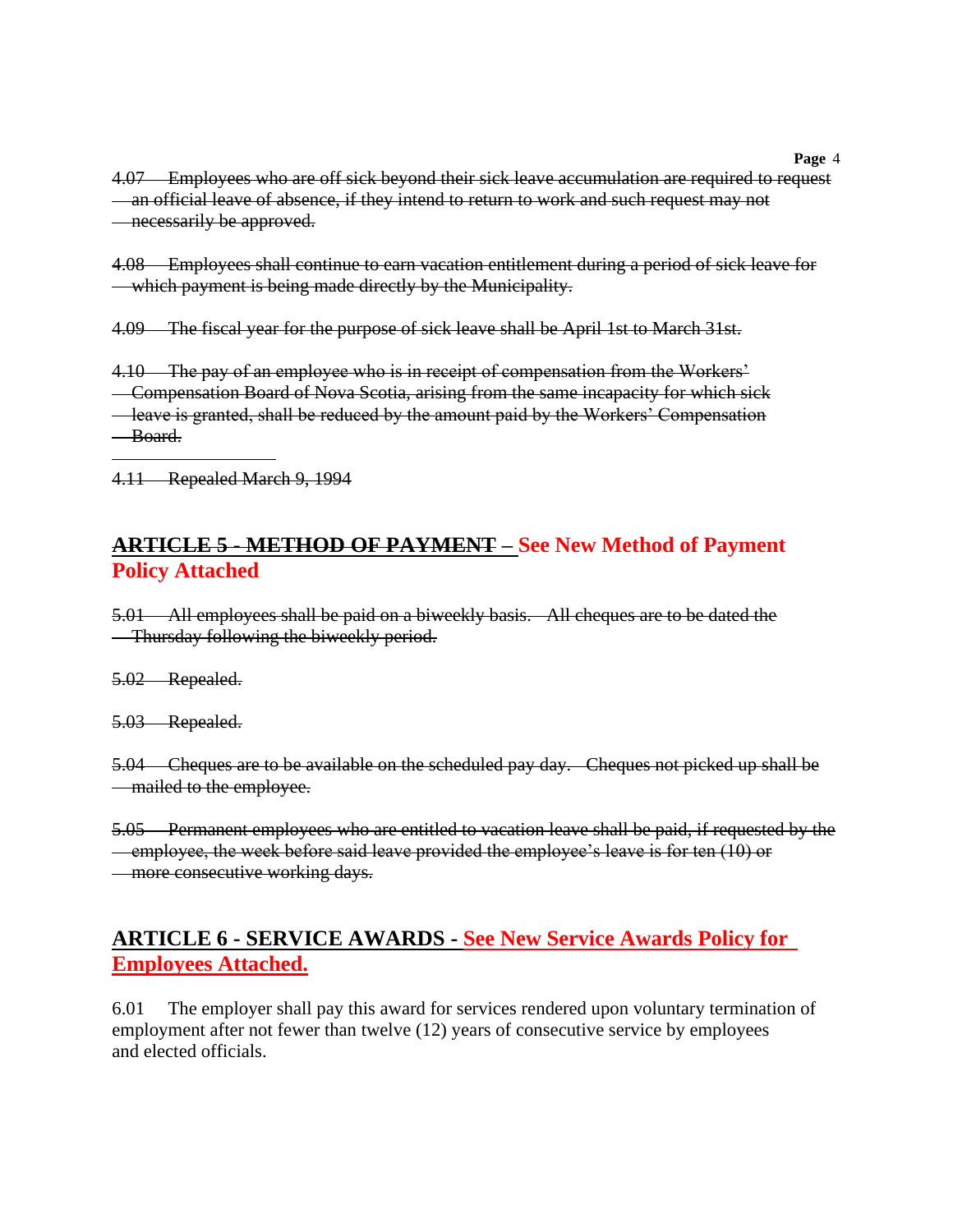~~4.07 Employees who are off sick beyond their sick leave accumulation are required to request an official leave of absence, if they intend to return to work and such request may not necessarily be approved.~~

~~4.08 Employees shall continue to earn vacation entitlement during a period of sick leave for which payment is being made directly by the Municipality.~~

~~4.09 The fiscal year for the purpose of sick leave shall be April 1st to March 31st.~~

~~4.10 The pay of an employee who is in receipt of compensation from the Workers' Compensation Board of Nova Scotia, arising from the same incapacity for which sick leave is granted, shall be reduced by the amount paid by the Workers' Compensation Board.~~

~~4.11 Repealed March 9, 1994~~

## ~~ARTICLE 5 - METHOD OF PAYMENT~~ – See New Method of Payment Policy Attached

~~5.01 All employees shall be paid on a biweekly basis. All cheques are to be dated the Thursday following the biweekly period.~~

~~5.02 Repealed.~~

~~5.03 Repealed.~~

~~5.04 Cheques are to be available on the scheduled pay day. Cheques not picked up shall be mailed to the employee.~~

~~5.05 Permanent employees who are entitled to vacation leave shall be paid, if requested by the employee, the week before said leave provided the employee's leave is for ten (10) or more consecutive working days.~~

## ARTICLE 6 - SERVICE AWARDS - See New Service Awards Policy for Employees Attached.

6.01 The employer shall pay this award for services rendered upon voluntary termination of employment after not fewer than twelve (12) years of consecutive service by employees and elected officials.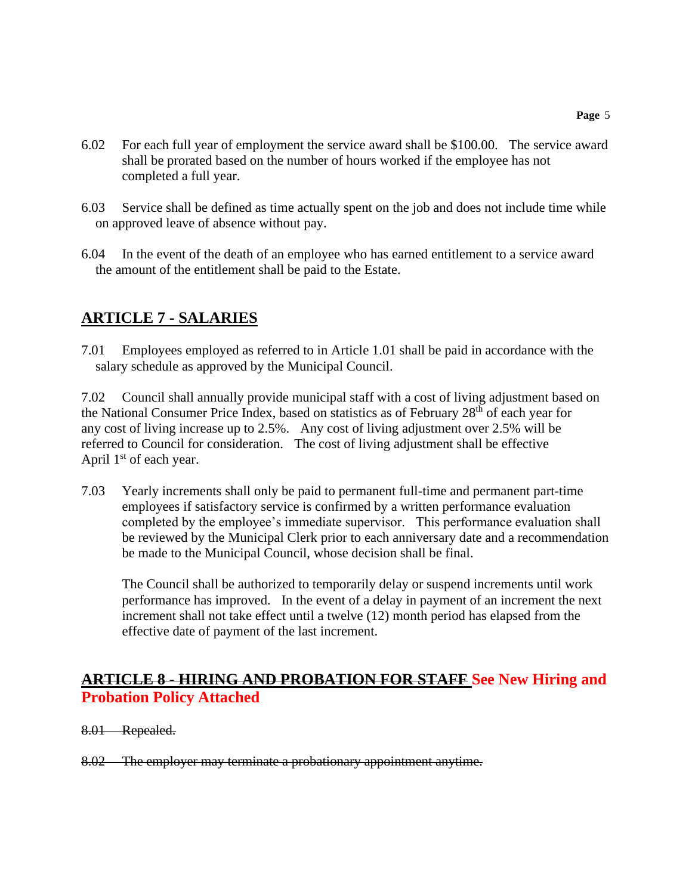6.02 For each full year of employment the service award shall be $100.00. The service award shall be prorated based on the number of hours worked if the employee has not completed a full year.

6.03 Service shall be defined as time actually spent on the job and does not include time while on approved leave of absence without pay.

6.04 In the event of the death of an employee who has earned entitlement to a service award the amount of the entitlement shall be paid to the Estate.

## ARTICLE 7 - SALARIES

7.01 Employees employed as referred to in Article 1.01 shall be paid in accordance with the salary schedule as approved by the Municipal Council.

7.02 Council shall annually provide municipal staff with a cost of living adjustment based on the National Consumer Price Index, based on statistics as of February 28th of each year for any cost of living increase up to 2.5%. Any cost of living adjustment over 2.5% will be referred to Council for consideration. The cost of living adjustment shall be effective April 1st of each year.

7.03 Yearly increments shall only be paid to permanent full-time and permanent part-time employees if satisfactory service is confirmed by a written performance evaluation completed by the employee's immediate supervisor. This performance evaluation shall be reviewed by the Municipal Clerk prior to each anniversary date and a recommendation be made to the Municipal Council, whose decision shall be final.

The Council shall be authorized to temporarily delay or suspend increments until work performance has improved. In the event of a delay in payment of an increment the next increment shall not take effect until a twelve (12) month period has elapsed from the effective date of payment of the last increment.

## ~~ARTICLE 8 - HIRING AND PROBATION FOR STAFF~~ See New Hiring and Probation Policy Attached

~~8.01 Repealed.~~

~~8.02 The employer may terminate a probationary appointment anytime.~~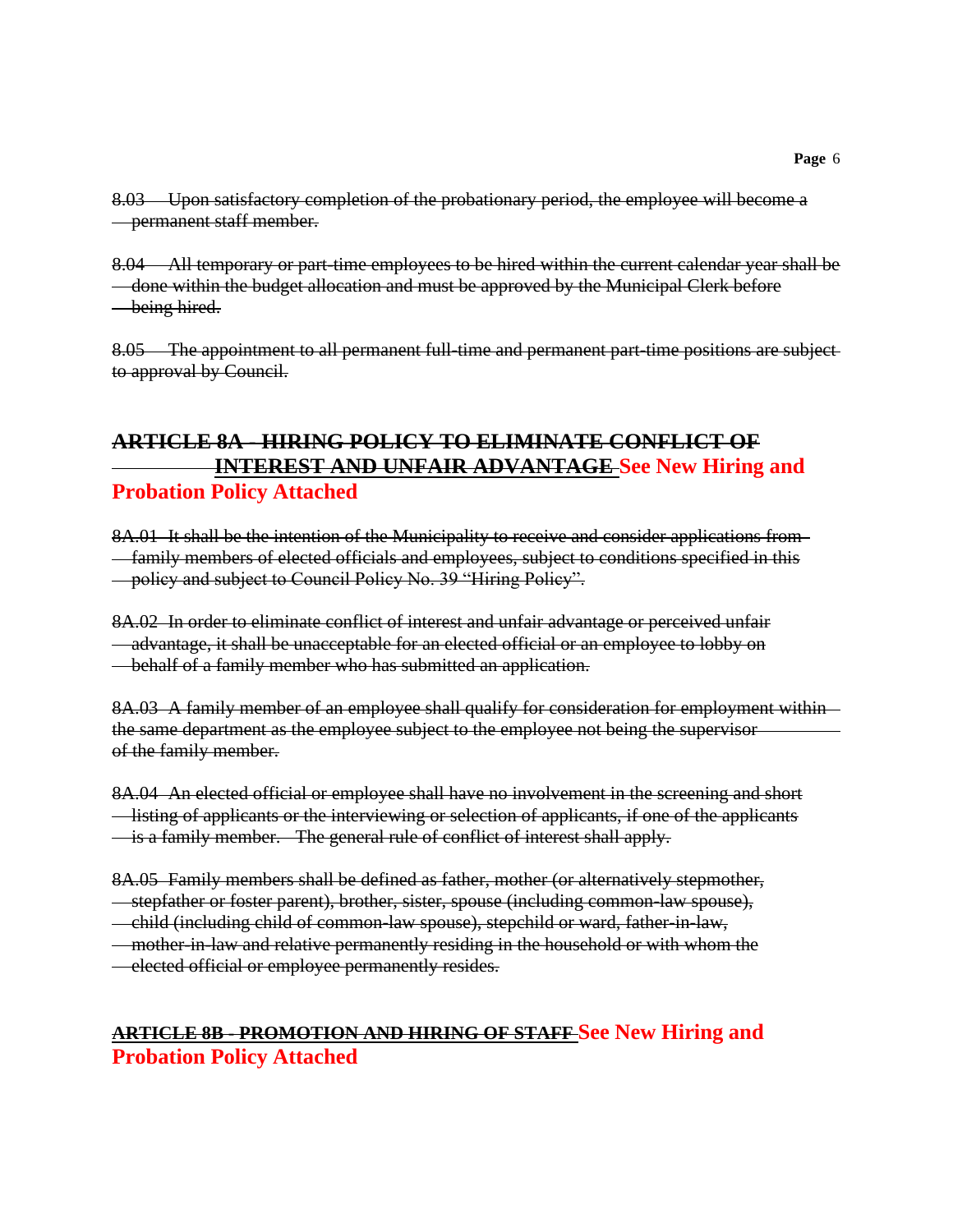~~8.03 Upon satisfactory completion of the probationary period, the employee will become a permanent staff member.~~

~~8.04 All temporary or part-time employees to be hired within the current calendar year shall be done within the budget allocation and must be approved by the Municipal Clerk before being hired.~~

~~8.05 The appointment to all permanent full-time and permanent part-time positions are subject to approval by Council.~~

## ~~ARTICLE 8A - HIRING POLICY TO ELIMINATE CONFLICT OF INTEREST AND UNFAIR ADVANTAGE~~ **See New Hiring and Probation Policy Attached**

~~8A.01 It shall be the intention of the Municipality to receive and consider applications from family members of elected officials and employees, subject to conditions specified in this policy and subject to Council Policy No. 39 "Hiring Policy".~~

~~8A.02 In order to eliminate conflict of interest and unfair advantage or perceived unfair advantage, it shall be unacceptable for an elected official or an employee to lobby on behalf of a family member who has submitted an application.~~

~~8A.03 A family member of an employee shall qualify for consideration for employment within the same department as the employee subject to the employee not being the supervisor of the family member.~~

~~8A.04 An elected official or employee shall have no involvement in the screening and short listing of applicants or the interviewing or selection of applicants, if one of the applicants is a family member. The general rule of conflict of interest shall apply.~~

~~8A.05 Family members shall be defined as father, mother (or alternatively stepmother, stepfather or foster parent), brother, sister, spouse (including common-law spouse), child (including child of common-law spouse), stepchild or ward, father-in-law, mother-in-law and relative permanently residing in the household or with whom the elected official or employee permanently resides.~~

## ~~ARTICLE 8B - PROMOTION AND HIRING OF STAFF~~ **See New Hiring and Probation Policy Attached**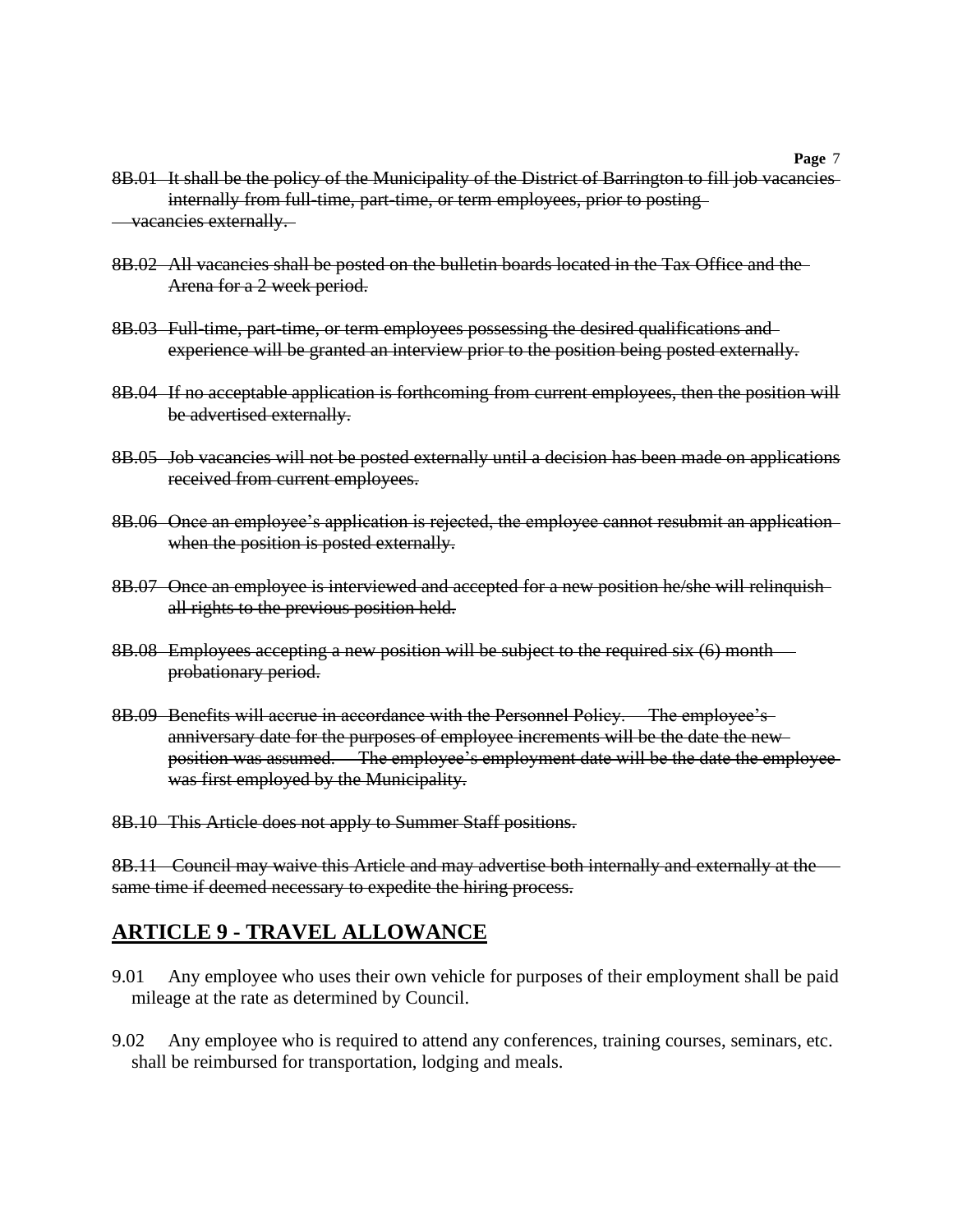~~8B.01 It shall be the policy of the Municipality of the District of Barrington to fill job vacancies internally from full-time, part-time, or term employees, prior to posting vacancies externally.~~

~~8B.02 All vacancies shall be posted on the bulletin boards located in the Tax Office and the Arena for a 2 week period.~~

~~8B.03 Full-time, part-time, or term employees possessing the desired qualifications and experience will be granted an interview prior to the position being posted externally.~~

~~8B.04 If no acceptable application is forthcoming from current employees, then the position will be advertised externally.~~

~~8B.05 Job vacancies will not be posted externally until a decision has been made on applications received from current employees.~~

~~8B.06 Once an employee's application is rejected, the employee cannot resubmit an application when the position is posted externally.~~

~~8B.07 Once an employee is interviewed and accepted for a new position he/she will relinquish all rights to the previous position held.~~

~~8B.08 Employees accepting a new position will be subject to the required six (6) month probationary period.~~

~~8B.09 Benefits will accrue in accordance with the Personnel Policy. The employee's anniversary date for the purposes of employee increments will be the date the new position was assumed. The employee's employment date will be the date the employee was first employed by the Municipality.~~

~~8B.10 This Article does not apply to Summer Staff positions.~~

~~8B.11 Council may waive this Article and may advertise both internally and externally at the same time if deemed necessary to expedite the hiring process.~~

## ARTICLE 9 - TRAVEL ALLOWANCE

9.01 Any employee who uses their own vehicle for purposes of their employment shall be paid mileage at the rate as determined by Council.

9.02 Any employee who is required to attend any conferences, training courses, seminars, etc. shall be reimbursed for transportation, lodging and meals.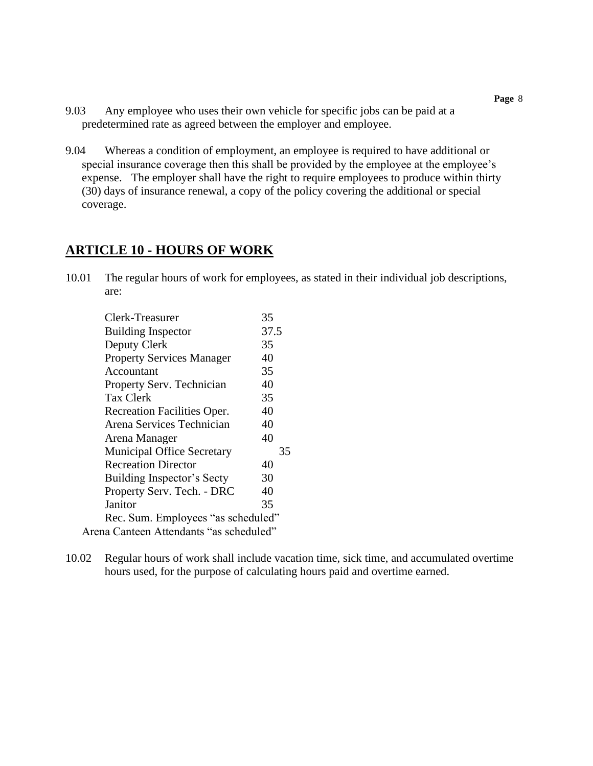9.03 Any employee who uses their own vehicle for specific jobs can be paid at a predetermined rate as agreed between the employer and employee.

9.04 Whereas a condition of employment, an employee is required to have additional or special insurance coverage then this shall be provided by the employee at the employee's expense. The employer shall have the right to require employees to produce within thirty (30) days of insurance renewal, a copy of the policy covering the additional or special coverage.

## ARTICLE 10 - HOURS OF WORK

10.01 The regular hours of work for employees, as stated in their individual job descriptions, are:

| Position | Hours |
|---|---|
| Clerk-Treasurer | 35 |
| Building Inspector | 37.5 |
| Deputy Clerk | 35 |
| Property Services Manager | 40 |
| Accountant | 35 |
| Property Serv. Technician | 40 |
| Tax Clerk | 35 |
| Recreation Facilities Oper. | 40 |
| Arena Services Technician | 40 |
| Arena Manager | 40 |
| Municipal Office Secretary | 35 |
| Recreation Director | 40 |
| Building Inspector's Secty | 30 |
| Property Serv. Tech. - DRC | 40 |
| Janitor | 35 |
| Rec. Sum. Employees | "as scheduled" |
| Arena Canteen Attendants | "as scheduled" |

10.02 Regular hours of work shall include vacation time, sick time, and accumulated overtime hours used, for the purpose of calculating hours paid and overtime earned.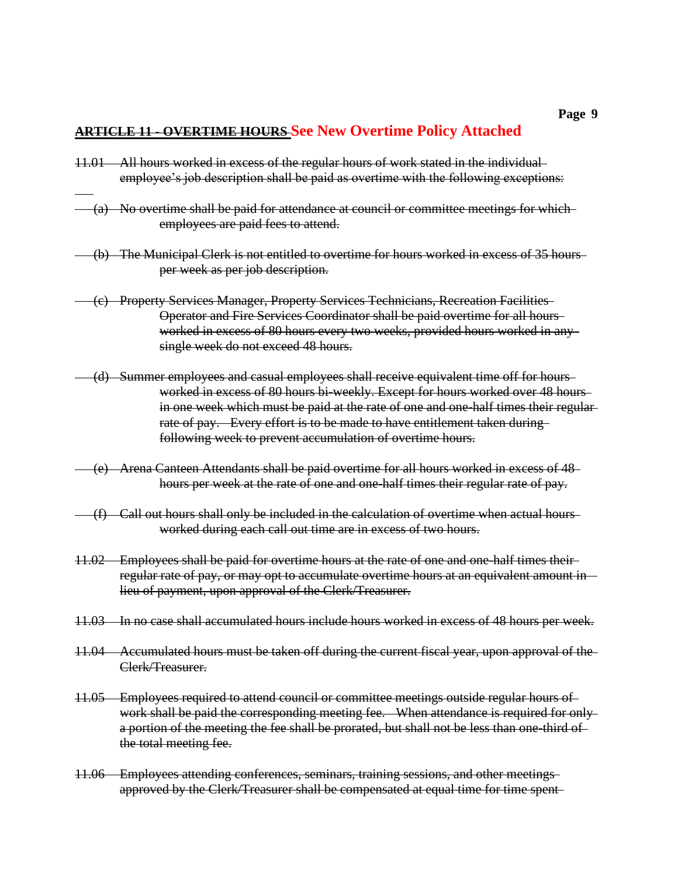## ~~ARTICLE 11 - OVERTIME HOURS~~ **See New Overtime Policy Attached**

~~11.01 All hours worked in excess of the regular hours of work stated in the individual employee's job description shall be paid as overtime with the following exceptions:~~

~~(a) No overtime shall be paid for attendance at council or committee meetings for which employees are paid fees to attend.~~

~~(b) The Municipal Clerk is not entitled to overtime for hours worked in excess of 35 hours per week as per job description.~~

~~(c) Property Services Manager, Property Services Technicians, Recreation Facilities Operator and Fire Services Coordinator shall be paid overtime for all hours worked in excess of 80 hours every two weeks, provided hours worked in any single week do not exceed 48 hours.~~

~~(d) Summer employees and casual employees shall receive equivalent time off for hours worked in excess of 80 hours bi-weekly. Except for hours worked over 48 hours in one week which must be paid at the rate of one and one-half times their regular rate of pay. Every effort is to be made to have entitlement taken during following week to prevent accumulation of overtime hours.~~

~~(e) Arena Canteen Attendants shall be paid overtime for all hours worked in excess of 48 hours per week at the rate of one and one-half times their regular rate of pay.~~

~~(f) Call out hours shall only be included in the calculation of overtime when actual hours worked during each call out time are in excess of two hours.~~

~~11.02 Employees shall be paid for overtime hours at the rate of one and one-half times their regular rate of pay, or may opt to accumulate overtime hours at an equivalent amount in lieu of payment, upon approval of the Clerk/Treasurer.~~

~~11.03 In no case shall accumulated hours include hours worked in excess of 48 hours per week.~~

~~11.04 Accumulated hours must be taken off during the current fiscal year, upon approval of the Clerk/Treasurer.~~

~~11.05 Employees required to attend council or committee meetings outside regular hours of work shall be paid the corresponding meeting fee. When attendance is required for only a portion of the meeting the fee shall be prorated, but shall not be less than one-third of the total meeting fee.~~

~~11.06 Employees attending conferences, seminars, training sessions, and other meetings approved by the Clerk/Treasurer shall be compensated at equal time for time spent~~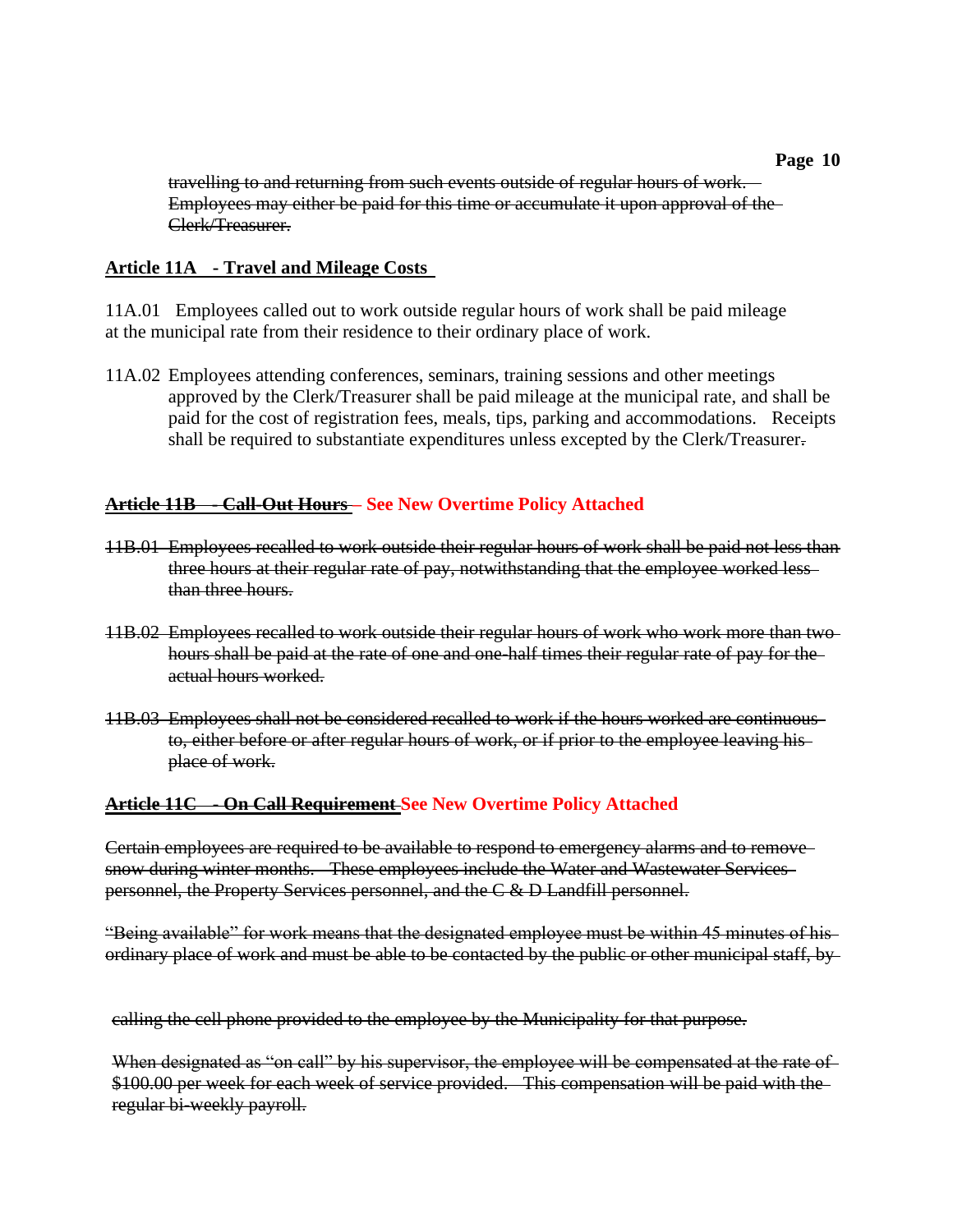~~travelling to and returning from such events outside of regular hours of work. Employees may either be paid for this time or accumulate it upon approval of the Clerk/Treasurer.~~

## Article 11A - Travel and Mileage Costs

11A.01 Employees called out to work outside regular hours of work shall be paid mileage at the municipal rate from their residence to their ordinary place of work.

11A.02 Employees attending conferences, seminars, training sessions and other meetings approved by the Clerk/Treasurer shall be paid mileage at the municipal rate, and shall be paid for the cost of registration fees, meals, tips, parking and accommodations. Receipts shall be required to substantiate expenditures unless excepted by the Clerk/Treasurer.

## ~~Article 11B - Call-Out Hours~~ – See New Overtime Policy Attached

~~11B.01 Employees recalled to work outside their regular hours of work shall be paid not less than three hours at their regular rate of pay, notwithstanding that the employee worked less than three hours.~~

~~11B.02 Employees recalled to work outside their regular hours of work who work more than two hours shall be paid at the rate of one and one-half times their regular rate of pay for the actual hours worked.~~

~~11B.03 Employees shall not be considered recalled to work if the hours worked are continuous to, either before or after regular hours of work, or if prior to the employee leaving his place of work.~~

## ~~Article 11C - On Call Requirement~~ See New Overtime Policy Attached

~~Certain employees are required to be available to respond to emergency alarms and to remove snow during winter months. These employees include the Water and Wastewater Services personnel, the Property Services personnel, and the C & D Landfill personnel.~~

~~"Being available" for work means that the designated employee must be within 45 minutes of his ordinary place of work and must be able to be contacted by the public or other municipal staff, by calling the cell phone provided to the employee by the Municipality for that purpose.~~

~~When designated as "on call" by his supervisor, the employee will be compensated at the rate of $100.00 per week for each week of service provided. This compensation will be paid with the regular bi-weekly payroll.~~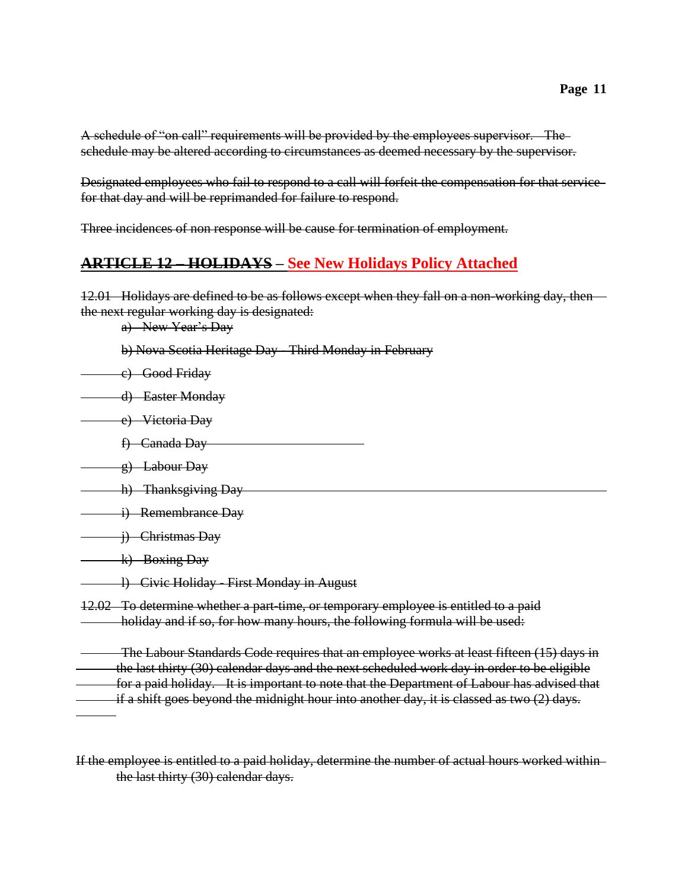~~A schedule of "on call" requirements will be provided by the employees supervisor. The schedule may be altered according to circumstances as deemed necessary by the supervisor.~~

~~Designated employees who fail to respond to a call will forfeit the compensation for that service for that day and will be reprimanded for failure to respond.~~

~~Three incidences of non response will be cause for termination of employment.~~

## ~~ARTICLE 12 – HOLIDAYS~~ – **See New Holidays Policy Attached**

~~12.01 Holidays are defined to be as follows except when they fall on a non-working day, then the next regular working day is designated:~~

- ~~a) New Year's Day~~
- ~~b) Nova Scotia Heritage Day - Third Monday in February~~
- ~~c) Good Friday~~
- ~~d) Easter Monday~~
- ~~e) Victoria Day~~
- ~~f) Canada Day~~
- ~~g) Labour Day~~
- ~~h) Thanksgiving Day~~
- ~~i) Remembrance Day~~
- ~~j) Christmas Day~~
- ~~k) Boxing Day~~
- ~~l) Civic Holiday - First Monday in August~~

~~12.02 To determine whether a part-time, or temporary employee is entitled to a paid holiday and if so, for how many hours, the following formula will be used:~~

~~The Labour Standards Code requires that an employee works at least fifteen (15) days in the last thirty (30) calendar days and the next scheduled work day in order to be eligible for a paid holiday. It is important to note that the Department of Labour has advised that if a shift goes beyond the midnight hour into another day, it is classed as two (2) days.~~

~~If the employee is entitled to a paid holiday, determine the number of actual hours worked within the last thirty (30) calendar days.~~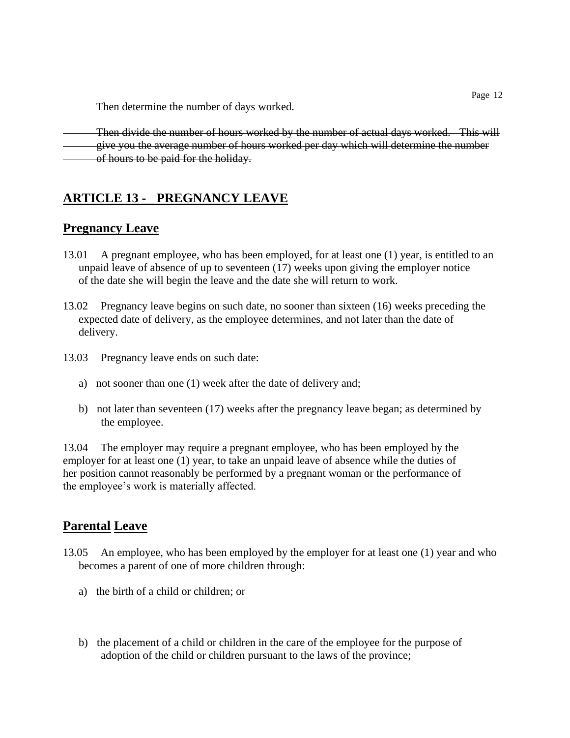~~Then determine the number of days worked.~~

~~Then divide the number of hours worked by the number of actual days worked. This will give you the average number of hours worked per day which will determine the number of hours to be paid for the holiday.~~

## ARTICLE 13 - PREGNANCY LEAVE

### Pregnancy Leave

13.01 A pregnant employee, who has been employed, for at least one (1) year, is entitled to an unpaid leave of absence of up to seventeen (17) weeks upon giving the employer notice of the date she will begin the leave and the date she will return to work.

13.02 Pregnancy leave begins on such date, no sooner than sixteen (16) weeks preceding the expected date of delivery, as the employee determines, and not later than the date of delivery.

13.03 Pregnancy leave ends on such date:

a) not sooner than one (1) week after the date of delivery and;

b) not later than seventeen (17) weeks after the pregnancy leave began; as determined by the employee.

13.04 The employer may require a pregnant employee, who has been employed by the employer for at least one (1) year, to take an unpaid leave of absence while the duties of her position cannot reasonably be performed by a pregnant woman or the performance of the employee's work is materially affected.

### Parental Leave

13.05 An employee, who has been employed by the employer for at least one (1) year and who becomes a parent of one of more children through:

a) the birth of a child or children; or

b) the placement of a child or children in the care of the employee for the purpose of adoption of the child or children pursuant to the laws of the province;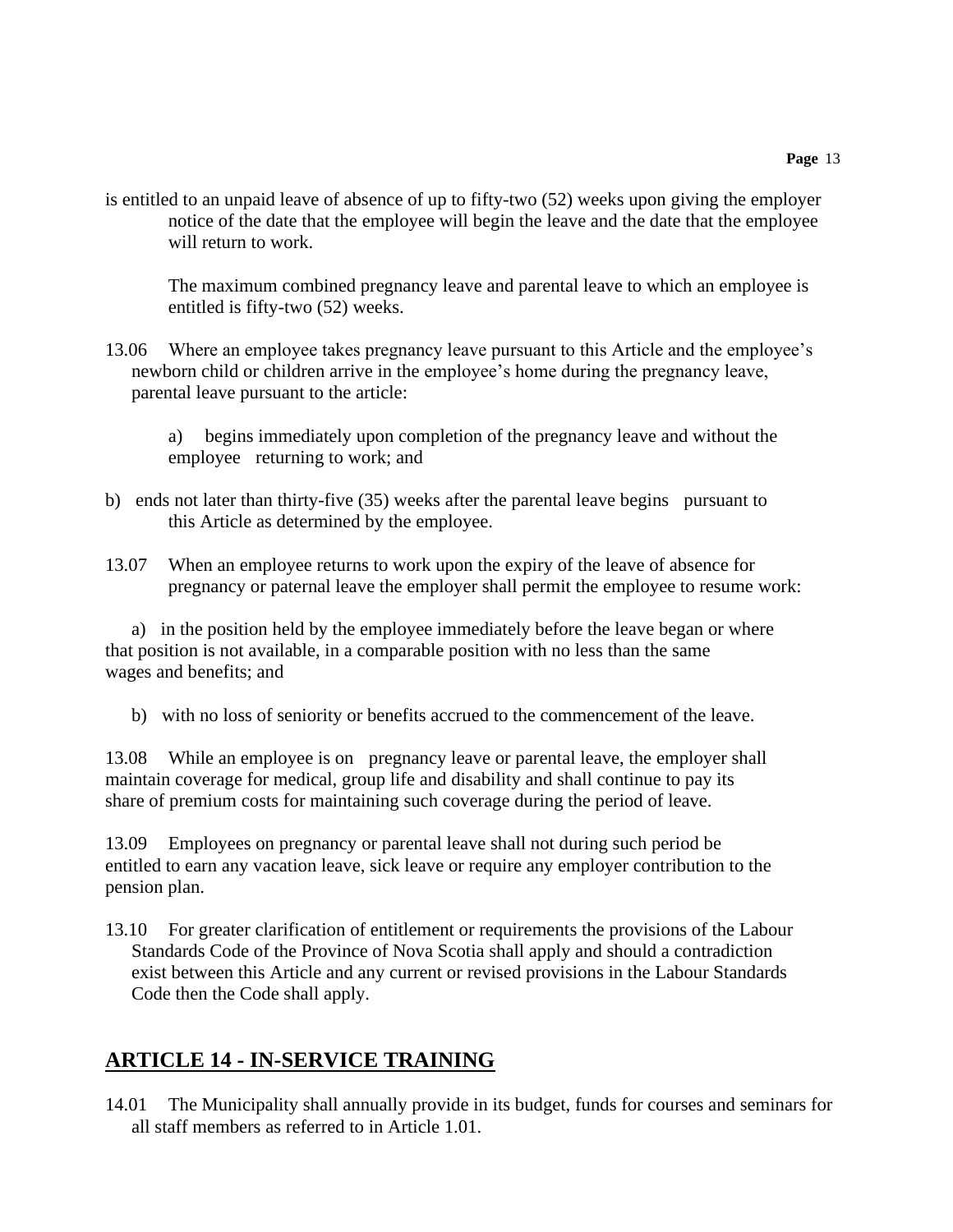is entitled to an unpaid leave of absence of up to fifty-two (52) weeks upon giving the employer notice of the date that the employee will begin the leave and the date that the employee will return to work.

The maximum combined pregnancy leave and parental leave to which an employee is entitled is fifty-two (52) weeks.

13.06 Where an employee takes pregnancy leave pursuant to this Article and the employee's newborn child or children arrive in the employee's home during the pregnancy leave, parental leave pursuant to the article:

a) begins immediately upon completion of the pregnancy leave and without the employee returning to work; and

b) ends not later than thirty-five (35) weeks after the parental leave begins pursuant to this Article as determined by the employee.

13.07 When an employee returns to work upon the expiry of the leave of absence for pregnancy or paternal leave the employer shall permit the employee to resume work:

a) in the position held by the employee immediately before the leave began or where that position is not available, in a comparable position with no less than the same wages and benefits; and

b) with no loss of seniority or benefits accrued to the commencement of the leave.

13.08 While an employee is on pregnancy leave or parental leave, the employer shall maintain coverage for medical, group life and disability and shall continue to pay its share of premium costs for maintaining such coverage during the period of leave.

13.09 Employees on pregnancy or parental leave shall not during such period be entitled to earn any vacation leave, sick leave or require any employer contribution to the pension plan.

13.10 For greater clarification of entitlement or requirements the provisions of the Labour Standards Code of the Province of Nova Scotia shall apply and should a contradiction exist between this Article and any current or revised provisions in the Labour Standards Code then the Code shall apply.

## ARTICLE 14 - IN-SERVICE TRAINING

14.01 The Municipality shall annually provide in its budget, funds for courses and seminars for all staff members as referred to in Article 1.01.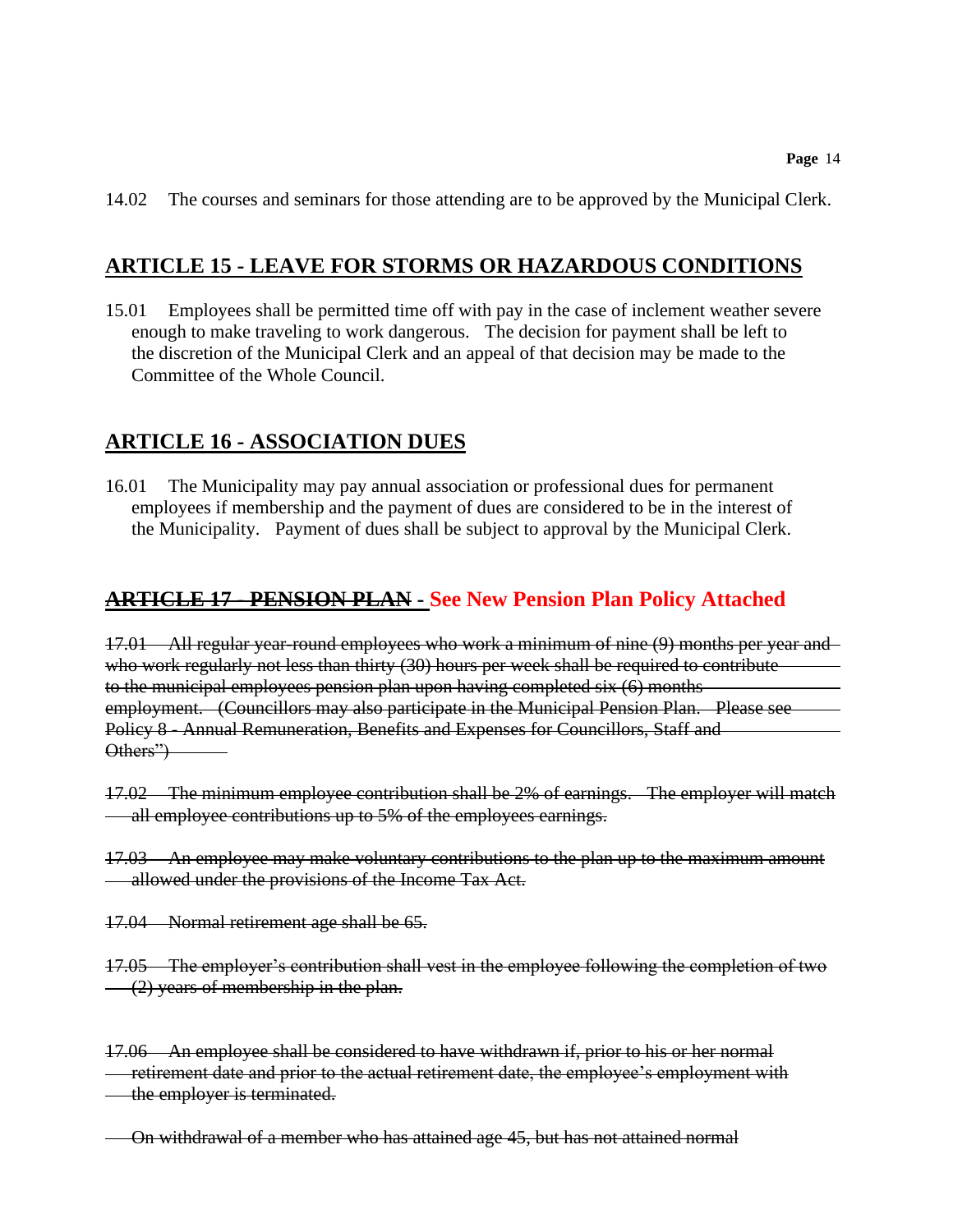14.02 The courses and seminars for those attending are to be approved by the Municipal Clerk.

## ARTICLE 15 - LEAVE FOR STORMS OR HAZARDOUS CONDITIONS

15.01 Employees shall be permitted time off with pay in the case of inclement weather severe enough to make traveling to work dangerous. The decision for payment shall be left to the discretion of the Municipal Clerk and an appeal of that decision may be made to the Committee of the Whole Council.

## ARTICLE 16 - ASSOCIATION DUES

16.01 The Municipality may pay annual association or professional dues for permanent employees if membership and the payment of dues are considered to be in the interest of the Municipality. Payment of dues shall be subject to approval by the Municipal Clerk.

## ~~ARTICLE 17 - PENSION PLAN~~ - See New Pension Plan Policy Attached

~~17.01 All regular year-round employees who work a minimum of nine (9) months per year and who work regularly not less than thirty (30) hours per week shall be required to contribute to the municipal employees pension plan upon having completed six (6) months employment. (Councillors may also participate in the Municipal Pension Plan. Please see Policy 8 - Annual Remuneration, Benefits and Expenses for Councillors, Staff and Others")~~

~~17.02 The minimum employee contribution shall be 2% of earnings. The employer will match all employee contributions up to 5% of the employees earnings.~~

~~17.03 An employee may make voluntary contributions to the plan up to the maximum amount allowed under the provisions of the Income Tax Act.~~

~~17.04 Normal retirement age shall be 65.~~

~~17.05 The employer's contribution shall vest in the employee following the completion of two (2) years of membership in the plan.~~

~~17.06 An employee shall be considered to have withdrawn if, prior to his or her normal retirement date and prior to the actual retirement date, the employee's employment with the employer is terminated.~~

~~On withdrawal of a member who has attained age 45, but has not attained normal~~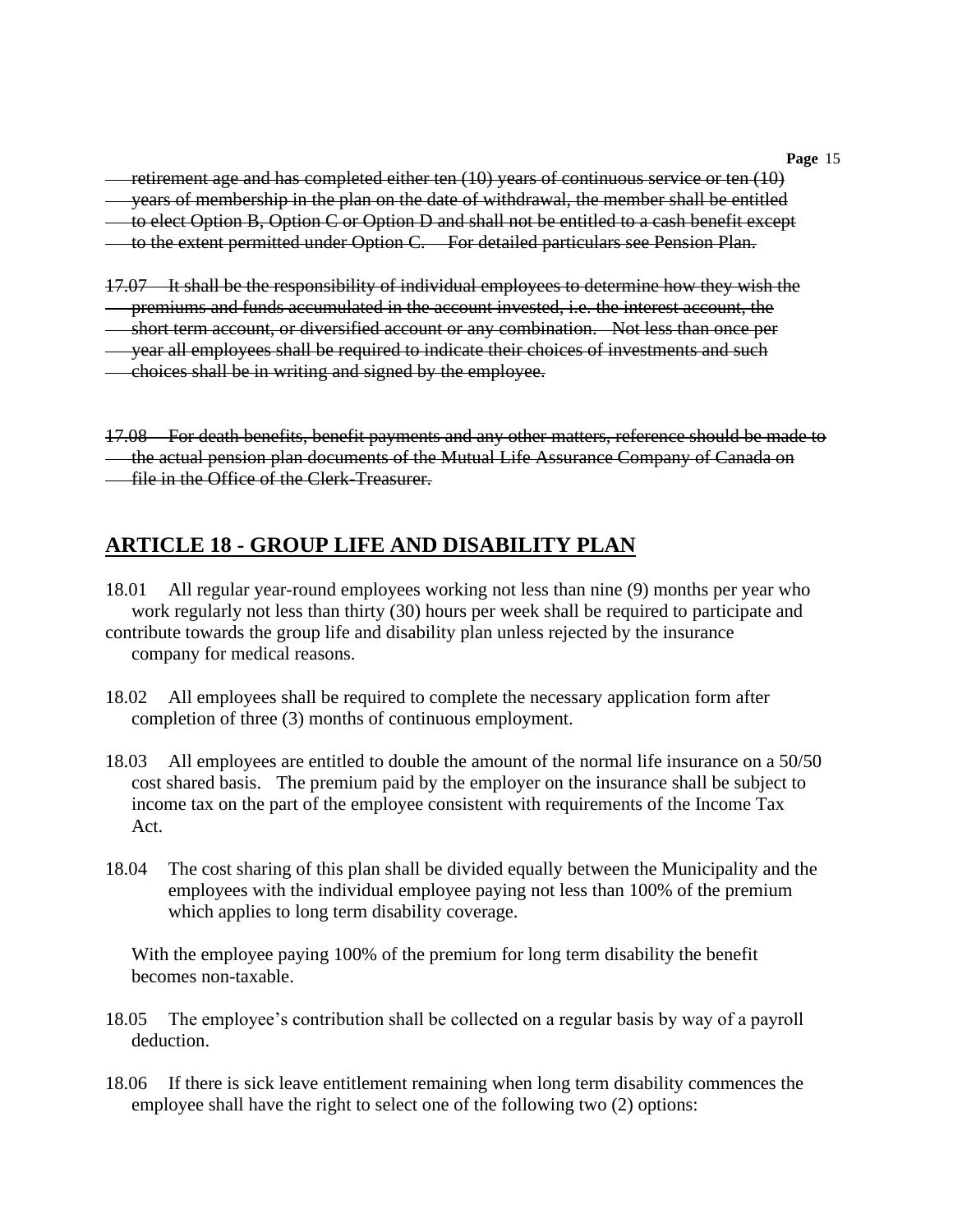~~retirement age and has completed either ten (10) years of continuous service or ten (10) years of membership in the plan on the date of withdrawal, the member shall be entitled to elect Option B, Option C or Option D and shall not be entitled to a cash benefit except to the extent permitted under Option C. For detailed particulars see Pension Plan.~~

~~17.07 It shall be the responsibility of individual employees to determine how they wish the premiums and funds accumulated in the account invested, i.e. the interest account, the short term account, or diversified account or any combination. Not less than once per year all employees shall be required to indicate their choices of investments and such choices shall be in writing and signed by the employee.~~

~~17.08 For death benefits, benefit payments and any other matters, reference should be made to the actual pension plan documents of the Mutual Life Assurance Company of Canada on file in the Office of the Clerk-Treasurer.~~

## ARTICLE 18 - GROUP LIFE AND DISABILITY PLAN

18.01 All regular year-round employees working not less than nine (9) months per year who work regularly not less than thirty (30) hours per week shall be required to participate and contribute towards the group life and disability plan unless rejected by the insurance company for medical reasons.

18.02 All employees shall be required to complete the necessary application form after completion of three (3) months of continuous employment.

18.03 All employees are entitled to double the amount of the normal life insurance on a 50/50 cost shared basis. The premium paid by the employer on the insurance shall be subject to income tax on the part of the employee consistent with requirements of the Income Tax Act.

18.04 The cost sharing of this plan shall be divided equally between the Municipality and the employees with the individual employee paying not less than 100% of the premium which applies to long term disability coverage.

With the employee paying 100% of the premium for long term disability the benefit becomes non-taxable.

18.05 The employee's contribution shall be collected on a regular basis by way of a payroll deduction.

18.06 If there is sick leave entitlement remaining when long term disability commences the employee shall have the right to select one of the following two (2) options: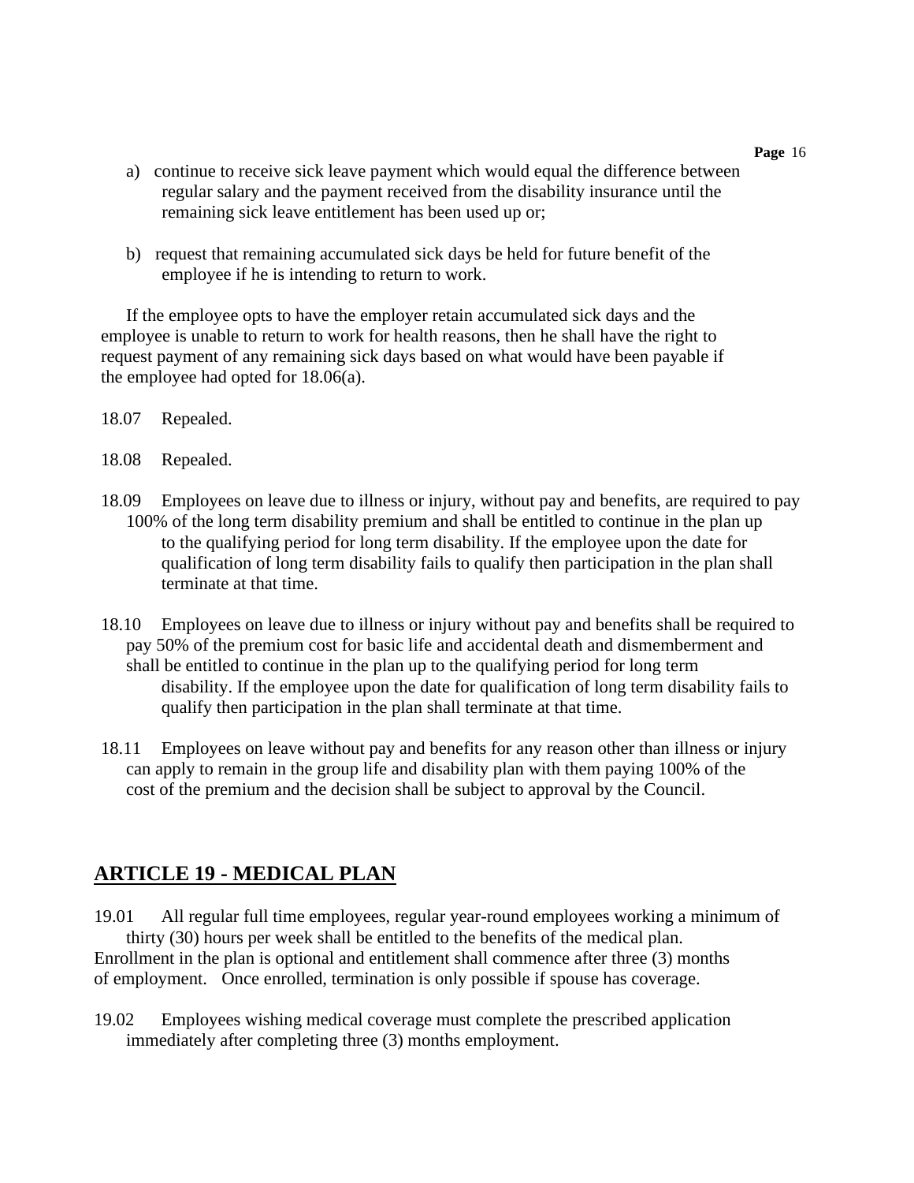a) continue to receive sick leave payment which would equal the difference between regular salary and the payment received from the disability insurance until the remaining sick leave entitlement has been used up or;

b) request that remaining accumulated sick days be held for future benefit of the employee if he is intending to return to work.

If the employee opts to have the employer retain accumulated sick days and the employee is unable to return to work for health reasons, then he shall have the right to request payment of any remaining sick days based on what would have been payable if the employee had opted for 18.06(a).

18.07 Repealed.

18.08 Repealed.

18.09 Employees on leave due to illness or injury, without pay and benefits, are required to pay 100% of the long term disability premium and shall be entitled to continue in the plan up to the qualifying period for long term disability. If the employee upon the date for qualification of long term disability fails to qualify then participation in the plan shall terminate at that time.

18.10 Employees on leave due to illness or injury without pay and benefits shall be required to pay 50% of the premium cost for basic life and accidental death and dismemberment and shall be entitled to continue in the plan up to the qualifying period for long term disability. If the employee upon the date for qualification of long term disability fails to qualify then participation in the plan shall terminate at that time.

18.11 Employees on leave without pay and benefits for any reason other than illness or injury can apply to remain in the group life and disability plan with them paying 100% of the cost of the premium and the decision shall be subject to approval by the Council.

## ARTICLE 19 - MEDICAL PLAN

19.01 All regular full time employees, regular year-round employees working a minimum of thirty (30) hours per week shall be entitled to the benefits of the medical plan. Enrollment in the plan is optional and entitlement shall commence after three (3) months of employment. Once enrolled, termination is only possible if spouse has coverage.

19.02 Employees wishing medical coverage must complete the prescribed application immediately after completing three (3) months employment.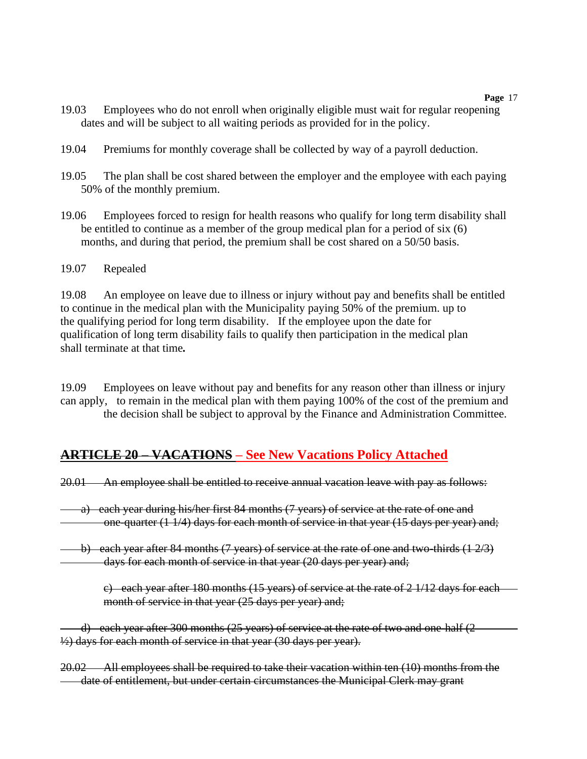19.03 Employees who do not enroll when originally eligible must wait for regular reopening dates and will be subject to all waiting periods as provided for in the policy.

19.04 Premiums for monthly coverage shall be collected by way of a payroll deduction.

19.05 The plan shall be cost shared between the employer and the employee with each paying 50% of the monthly premium.

19.06 Employees forced to resign for health reasons who qualify for long term disability shall be entitled to continue as a member of the group medical plan for a period of six (6) months, and during that period, the premium shall be cost shared on a 50/50 basis.

19.07 Repealed

19.08 An employee on leave due to illness or injury without pay and benefits shall be entitled to continue in the medical plan with the Municipality paying 50% of the premium. up to the qualifying period for long term disability. If the employee upon the date for qualification of long term disability fails to qualify then participation in the medical plan shall terminate at that time**.**

19.09 Employees on leave without pay and benefits for any reason other than illness or injury can apply, to remain in the medical plan with them paying 100% of the cost of the premium and the decision shall be subject to approval by the Finance and Administration Committee.

## ~~ARTICLE 20 – VACATIONS~~ – See New Vacations Policy Attached

~~20.01 An employee shall be entitled to receive annual vacation leave with pay as follows:~~

~~a) each year during his/her first 84 months (7 years) of service at the rate of one and one-quarter (1 1/4) days for each month of service in that year (15 days per year) and;~~

~~b) each year after 84 months (7 years) of service at the rate of one and two-thirds (1 2/3) days for each month of service in that year (20 days per year) and;~~

~~c) each year after 180 months (15 years) of service at the rate of 2 1/12 days for each month of service in that year (25 days per year) and;~~

~~d) each year after 300 months (25 years) of service at the rate of two and one-half (2 ½) days for each month of service in that year (30 days per year).~~

~~20.02 All employees shall be required to take their vacation within ten (10) months from the date of entitlement, but under certain circumstances the Municipal Clerk may grant~~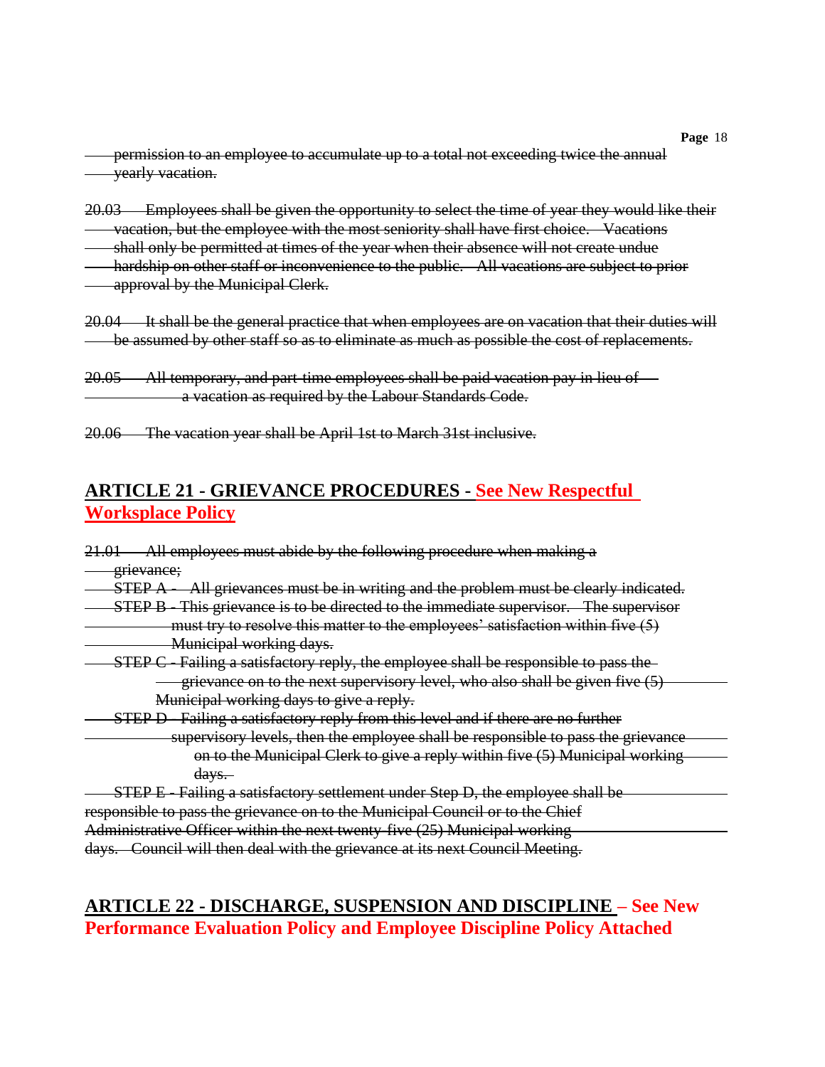~~permission to an employee to accumulate up to a total not exceeding twice the annual yearly vacation.~~

~~20.03 Employees shall be given the opportunity to select the time of year they would like their vacation, but the employee with the most seniority shall have first choice. Vacations shall only be permitted at times of the year when their absence will not create undue hardship on other staff or inconvenience to the public. All vacations are subject to prior approval by the Municipal Clerk.~~

~~20.04 It shall be the general practice that when employees are on vacation that their duties will be assumed by other staff so as to eliminate as much as possible the cost of replacements.~~

~~20.05 All temporary, and part-time employees shall be paid vacation pay in lieu of a vacation as required by the Labour Standards Code.~~

~~20.06 The vacation year shall be April 1st to March 31st inclusive.~~

## ARTICLE 21 - GRIEVANCE PROCEDURES - **See New Respectful Workspace Policy**

~~21.01 All employees must abide by the following procedure when making a grievance;~~

~~STEP A - All grievances must be in writing and the problem must be clearly indicated.~~

~~STEP B - This grievance is to be directed to the immediate supervisor. The supervisor must try to resolve this matter to the employees' satisfaction within five (5) Municipal working days.~~

~~STEP C - Failing a satisfactory reply, the employee shall be responsible to pass the grievance on to the next supervisory level, who also shall be given five (5) Municipal working days to give a reply.~~

~~STEP D - Failing a satisfactory reply from this level and if there are no further supervisory levels, then the employee shall be responsible to pass the grievance on to the Municipal Clerk to give a reply within five (5) Municipal working days.~~

~~STEP E - Failing a satisfactory settlement under Step D, the employee shall be responsible to pass the grievance on to the Municipal Council or to the Chief Administrative Officer within the next twenty-five (25) Municipal working days. Council will then deal with the grievance at its next Council Meeting.~~

## ARTICLE 22 - DISCHARGE, SUSPENSION AND DISCIPLINE – **See New Performance Evaluation Policy and Employee Discipline Policy Attached**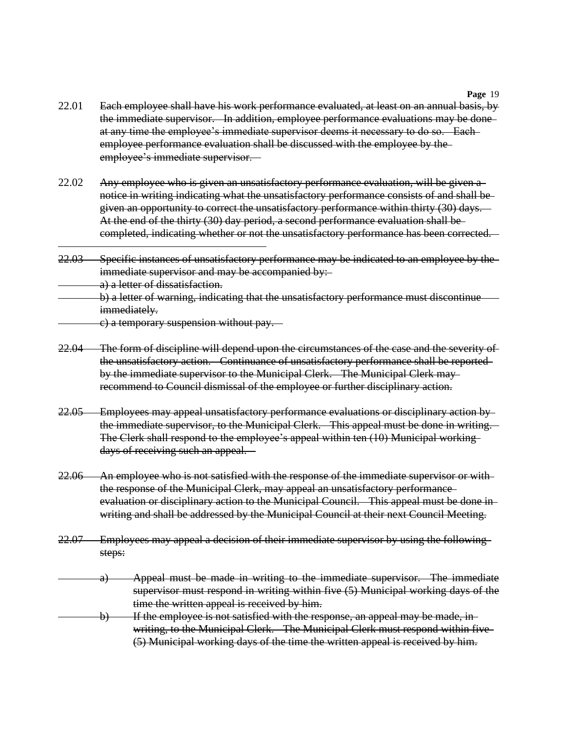22.01 ~~Each employee shall have his work performance evaluated, at least on an annual basis, by the immediate supervisor. In addition, employee performance evaluations may be done at any time the employee's immediate supervisor deems it necessary to do so. Each employee performance evaluation shall be discussed with the employee by the employee's immediate supervisor.~~

22.02 ~~Any employee who is given an unsatisfactory performance evaluation, will be given a notice in writing indicating what the unsatisfactory performance consists of and shall be given an opportunity to correct the unsatisfactory performance within thirty (30) days. At the end of the thirty (30) day period, a second performance evaluation shall be completed, indicating whether or not the unsatisfactory performance has been corrected.~~

~~22.03 Specific instances of unsatisfactory performance may be indicated to an employee by the immediate supervisor and may be accompanied by:~~

~~a) a letter of dissatisfaction.~~

~~b) a letter of warning, indicating that the unsatisfactory performance must discontinue immediately.~~

~~c) a temporary suspension without pay.~~

~~22.04 The form of discipline will depend upon the circumstances of the case and the severity of the unsatisfactory action. Continuance of unsatisfactory performance shall be reported by the immediate supervisor to the Municipal Clerk. The Municipal Clerk may recommend to Council dismissal of the employee or further disciplinary action.~~

~~22.05 Employees may appeal unsatisfactory performance evaluations or disciplinary action by the immediate supervisor, to the Municipal Clerk. This appeal must be done in writing. The Clerk shall respond to the employee's appeal within ten (10) Municipal working days of receiving such an appeal.~~

~~22.06 An employee who is not satisfied with the response of the immediate supervisor or with the response of the Municipal Clerk, may appeal an unsatisfactory performance evaluation or disciplinary action to the Municipal Council. This appeal must be done in writing and shall be addressed by the Municipal Council at their next Council Meeting.~~

~~22.07 Employees may appeal a decision of their immediate supervisor by using the following steps:~~

~~a) Appeal must be made in writing to the immediate supervisor. The immediate supervisor must respond in writing within five (5) Municipal working days of the time the written appeal is received by him.~~

~~b) If the employee is not satisfied with the response, an appeal may be made, in writing, to the Municipal Clerk. The Municipal Clerk must respond within five (5) Municipal working days of the time the written appeal is received by him.~~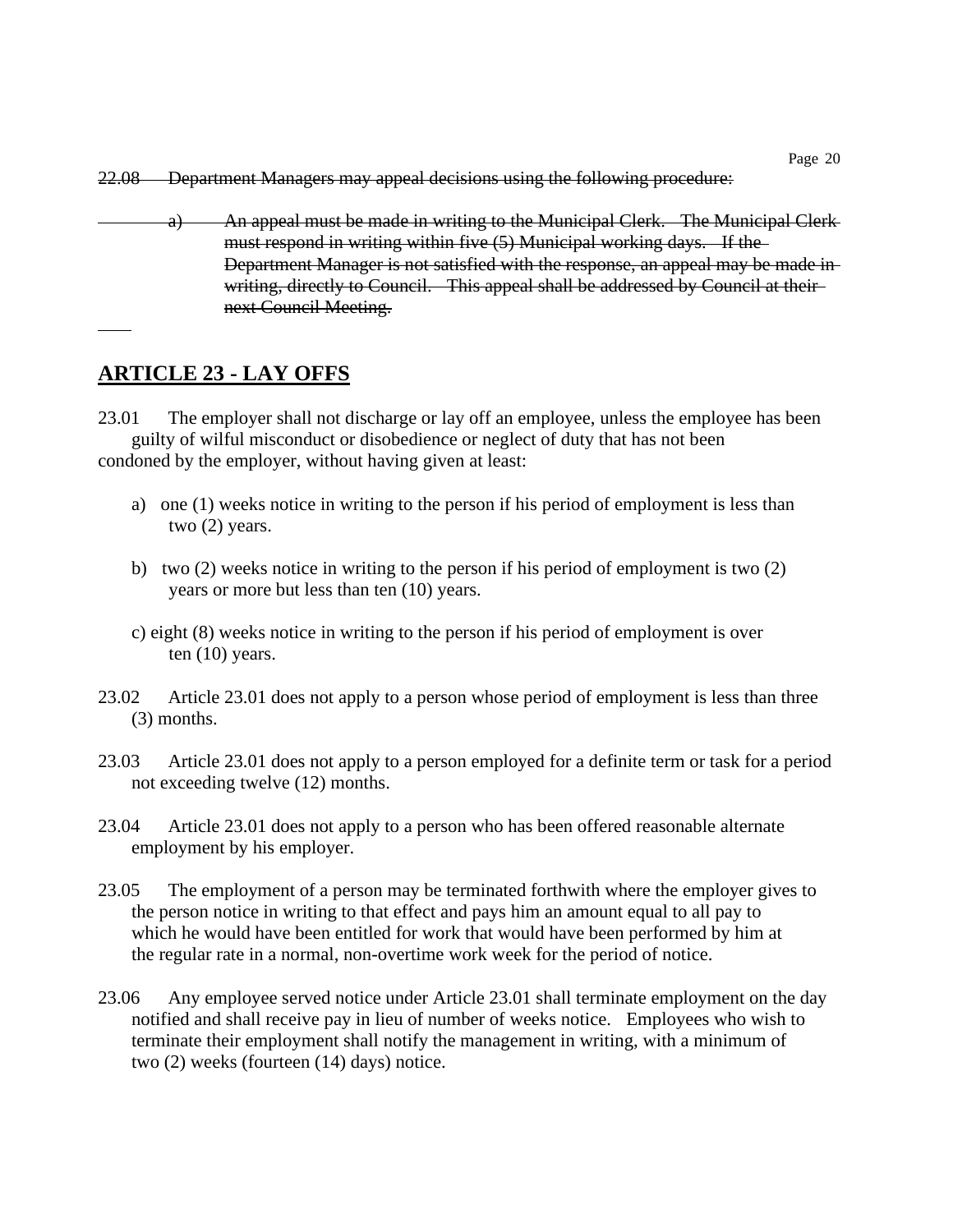~~22.08 Department Managers may appeal decisions using the following procedure:~~

~~a) An appeal must be made in writing to the Municipal Clerk. The Municipal Clerk must respond in writing within five (5) Municipal working days. If the Department Manager is not satisfied with the response, an appeal may be made in writing, directly to Council. This appeal shall be addressed by Council at their next Council Meeting.~~

## ARTICLE 23 - LAY OFFS

23.01 The employer shall not discharge or lay off an employee, unless the employee has been guilty of wilful misconduct or disobedience or neglect of duty that has not been condoned by the employer, without having given at least:

a) one (1) weeks notice in writing to the person if his period of employment is less than two (2) years.

b) two (2) weeks notice in writing to the person if his period of employment is two (2) years or more but less than ten (10) years.

c) eight (8) weeks notice in writing to the person if his period of employment is over ten (10) years.

23.02 Article 23.01 does not apply to a person whose period of employment is less than three (3) months.

23.03 Article 23.01 does not apply to a person employed for a definite term or task for a period not exceeding twelve (12) months.

23.04 Article 23.01 does not apply to a person who has been offered reasonable alternate employment by his employer.

23.05 The employment of a person may be terminated forthwith where the employer gives to the person notice in writing to that effect and pays him an amount equal to all pay to which he would have been entitled for work that would have been performed by him at the regular rate in a normal, non-overtime work week for the period of notice.

23.06 Any employee served notice under Article 23.01 shall terminate employment on the day notified and shall receive pay in lieu of number of weeks notice. Employees who wish to terminate their employment shall notify the management in writing, with a minimum of two (2) weeks (fourteen (14) days) notice.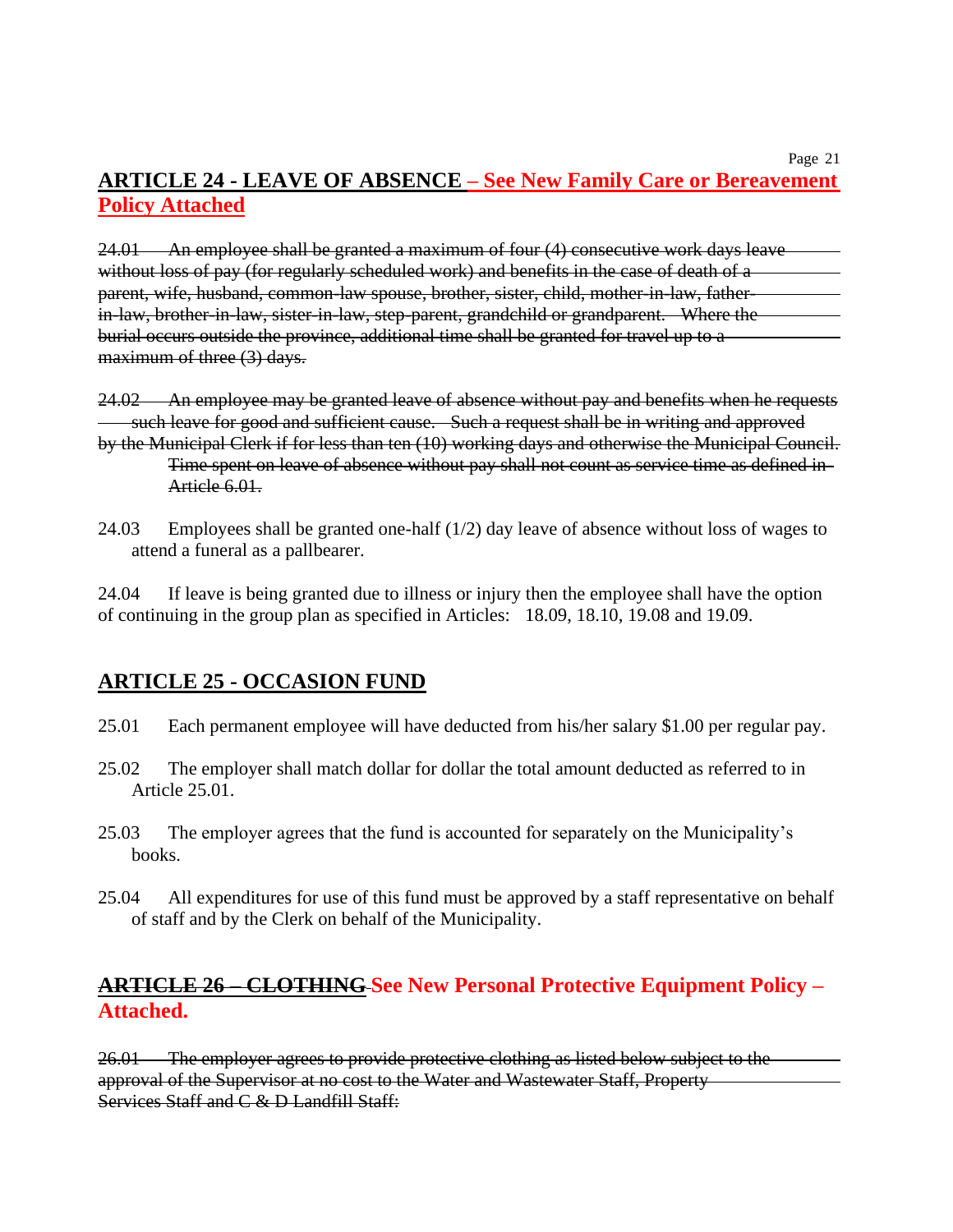## ARTICLE 24 - LEAVE OF ABSENCE – See New Family Care or Bereavement Policy Attached

~~24.01 An employee shall be granted a maximum of four (4) consecutive work days leave without loss of pay (for regularly scheduled work) and benefits in the case of death of a parent, wife, husband, common-law spouse, brother, sister, child, mother-in-law, father-in-law, brother-in-law, sister-in-law, step-parent, grandchild or grandparent. Where the burial occurs outside the province, additional time shall be granted for travel up to a maximum of three (3) days.~~

~~24.02 An employee may be granted leave of absence without pay and benefits when he requests such leave for good and sufficient cause. Such a request shall be in writing and approved by the Municipal Clerk if for less than ten (10) working days and otherwise the Municipal Council. Time spent on leave of absence without pay shall not count as service time as defined in Article 6.01.~~

24.03 Employees shall be granted one-half (1/2) day leave of absence without loss of wages to attend a funeral as a pallbearer.

24.04 If leave is being granted due to illness or injury then the employee shall have the option of continuing in the group plan as specified in Articles: 18.09, 18.10, 19.08 and 19.09.

## ARTICLE 25 - OCCASION FUND

25.01 Each permanent employee will have deducted from his/her salary $1.00 per regular pay.

25.02 The employer shall match dollar for dollar the total amount deducted as referred to in Article 25.01.

25.03 The employer agrees that the fund is accounted for separately on the Municipality's books.

25.04 All expenditures for use of this fund must be approved by a staff representative on behalf of staff and by the Clerk on behalf of the Municipality.

## ~~ARTICLE 26 – CLOTHING~~ See New Personal Protective Equipment Policy – Attached.

~~26.01 The employer agrees to provide protective clothing as listed below subject to the approval of the Supervisor at no cost to the Water and Wastewater Staff, Property Services Staff and C & D Landfill Staff:~~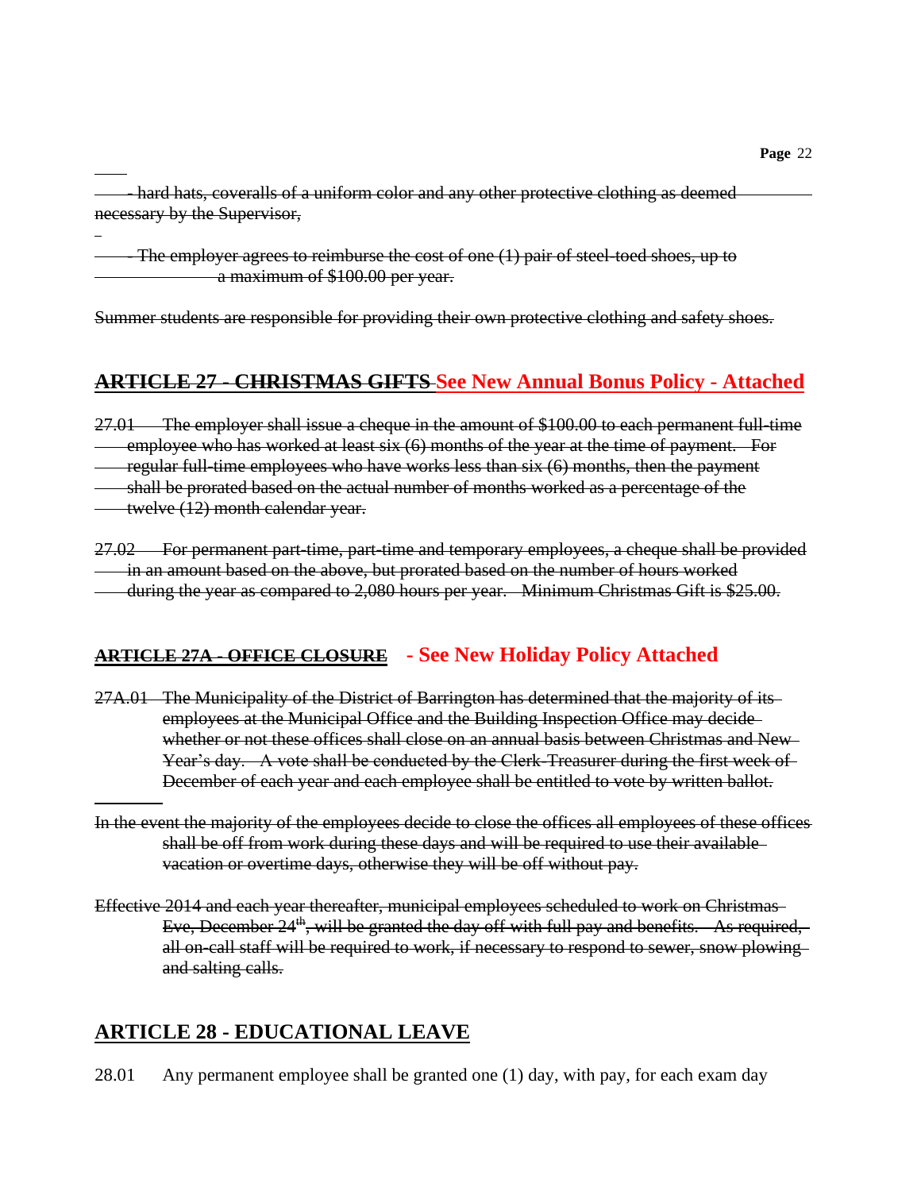~~- hard hats, coveralls of a uniform color and any other protective clothing as deemed necessary by the Supervisor,~~

~~- The employer agrees to reimburse the cost of one (1) pair of steel-toed shoes, up to a maximum of $100.00 per year.~~

~~Summer students are responsible for providing their own protective clothing and safety shoes.~~

## ~~ARTICLE 27 - CHRISTMAS GIFTS~~ See New Annual Bonus Policy - Attached

~~27.01 The employer shall issue a cheque in the amount of $100.00 to each permanent full-time employee who has worked at least six (6) months of the year at the time of payment. For regular full-time employees who have works less than six (6) months, then the payment shall be prorated based on the actual number of months worked as a percentage of the twelve (12) month calendar year.~~

~~27.02 For permanent part-time, part-time and temporary employees, a cheque shall be provided in an amount based on the above, but prorated based on the number of hours worked during the year as compared to 2,080 hours per year. Minimum Christmas Gift is $25.00.~~

### ~~ARTICLE 27A - OFFICE CLOSURE~~ - See New Holiday Policy Attached

~~27A.01 The Municipality of the District of Barrington has determined that the majority of its employees at the Municipal Office and the Building Inspection Office may decide whether or not these offices shall close on an annual basis between Christmas and New Year's day. A vote shall be conducted by the Clerk-Treasurer during the first week of December of each year and each employee shall be entitled to vote by written ballot.~~

~~In the event the majority of the employees decide to close the offices all employees of these offices shall be off from work during these days and will be required to use their available vacation or overtime days, otherwise they will be off without pay.~~

~~Effective 2014 and each year thereafter, municipal employees scheduled to work on Christmas Eve, December 24th, will be granted the day off with full pay and benefits. As required, all on-call staff will be required to work, if necessary to respond to sewer, snow plowing and salting calls.~~

## ARTICLE 28 - EDUCATIONAL LEAVE

28.01 Any permanent employee shall be granted one (1) day, with pay, for each exam day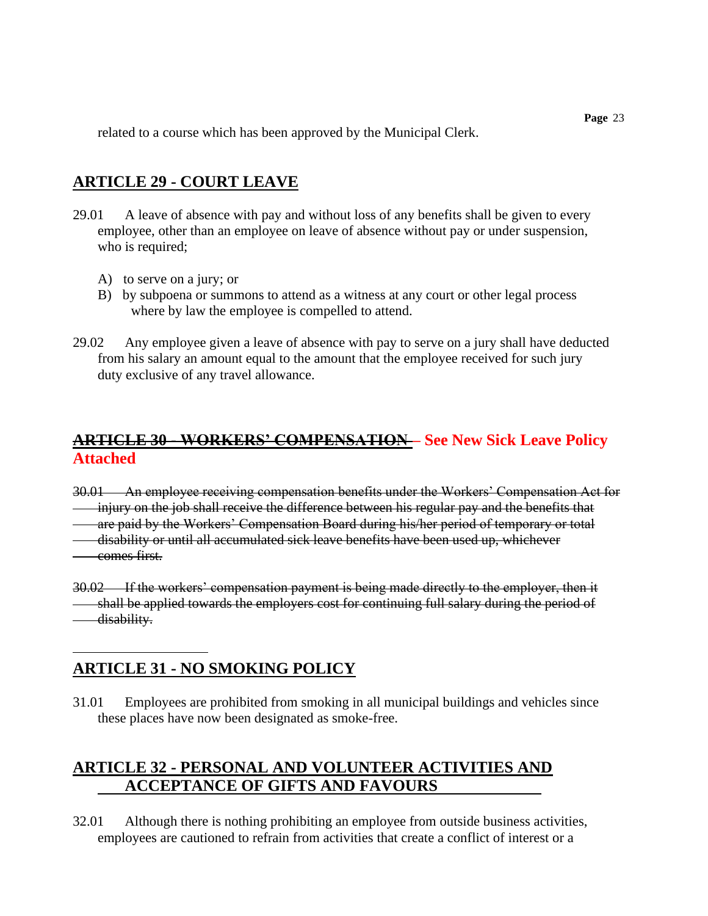related to a course which has been approved by the Municipal Clerk.

## ARTICLE 29 - COURT LEAVE

29.01 A leave of absence with pay and without loss of any benefits shall be given to every employee, other than an employee on leave of absence without pay or under suspension, who is required;

A) to serve on a jury; or
B) by subpoena or summons to attend as a witness at any court or other legal process where by law the employee is compelled to attend.

29.02 Any employee given a leave of absence with pay to serve on a jury shall have deducted from his salary an amount equal to the amount that the employee received for such jury duty exclusive of any travel allowance.

## ~~ARTICLE 30 - WORKERS' COMPENSATION~~ – See New Sick Leave Policy Attached

~~30.01 An employee receiving compensation benefits under the Workers' Compensation Act for injury on the job shall receive the difference between his regular pay and the benefits that are paid by the Workers' Compensation Board during his/her period of temporary or total disability or until all accumulated sick leave benefits have been used up, whichever comes first.~~

~~30.02 If the workers' compensation payment is being made directly to the employer, then it shall be applied towards the employers cost for continuing full salary during the period of disability.~~

## ARTICLE 31 - NO SMOKING POLICY

31.01 Employees are prohibited from smoking in all municipal buildings and vehicles since these places have now been designated as smoke-free.

## ARTICLE 32 - PERSONAL AND VOLUNTEER ACTIVITIES AND ACCEPTANCE OF GIFTS AND FAVOURS

32.01 Although there is nothing prohibiting an employee from outside business activities, employees are cautioned to refrain from activities that create a conflict of interest or a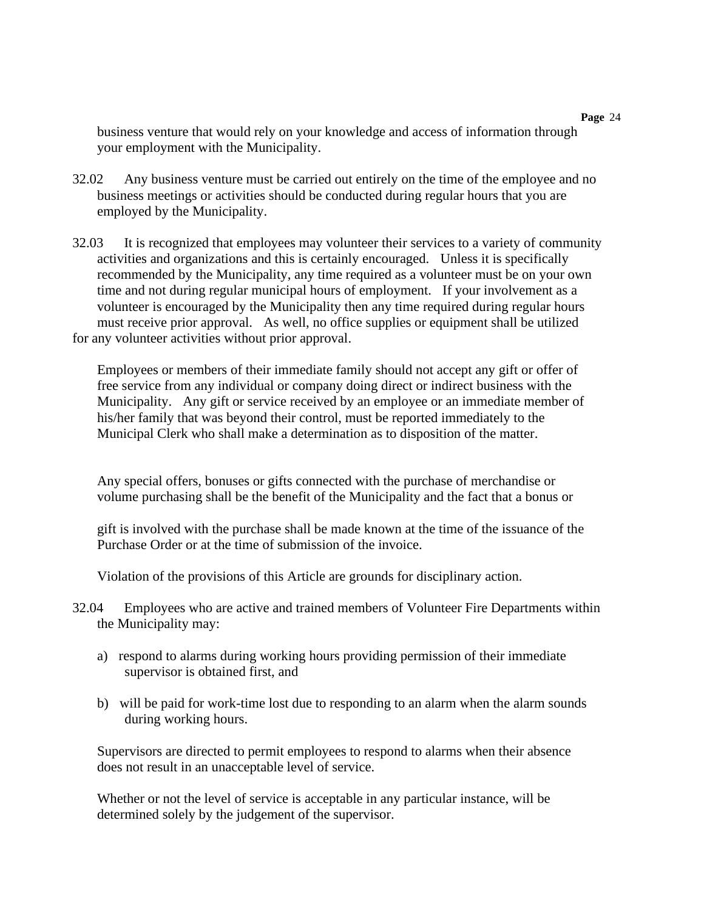business venture that would rely on your knowledge and access of information through your employment with the Municipality.

32.02 Any business venture must be carried out entirely on the time of the employee and no business meetings or activities should be conducted during regular hours that you are employed by the Municipality.

32.03 It is recognized that employees may volunteer their services to a variety of community activities and organizations and this is certainly encouraged. Unless it is specifically recommended by the Municipality, any time required as a volunteer must be on your own time and not during regular municipal hours of employment. If your involvement as a volunteer is encouraged by the Municipality then any time required during regular hours must receive prior approval. As well, no office supplies or equipment shall be utilized for any volunteer activities without prior approval.

Employees or members of their immediate family should not accept any gift or offer of free service from any individual or company doing direct or indirect business with the Municipality. Any gift or service received by an employee or an immediate member of his/her family that was beyond their control, must be reported immediately to the Municipal Clerk who shall make a determination as to disposition of the matter.

Any special offers, bonuses or gifts connected with the purchase of merchandise or volume purchasing shall be the benefit of the Municipality and the fact that a bonus or gift is involved with the purchase shall be made known at the time of the issuance of the Purchase Order or at the time of submission of the invoice.

Violation of the provisions of this Article are grounds for disciplinary action.

32.04 Employees who are active and trained members of Volunteer Fire Departments within the Municipality may:

a) respond to alarms during working hours providing permission of their immediate supervisor is obtained first, and

b) will be paid for work-time lost due to responding to an alarm when the alarm sounds during working hours.

Supervisors are directed to permit employees to respond to alarms when their absence does not result in an unacceptable level of service.

Whether or not the level of service is acceptable in any particular instance, will be determined solely by the judgement of the supervisor.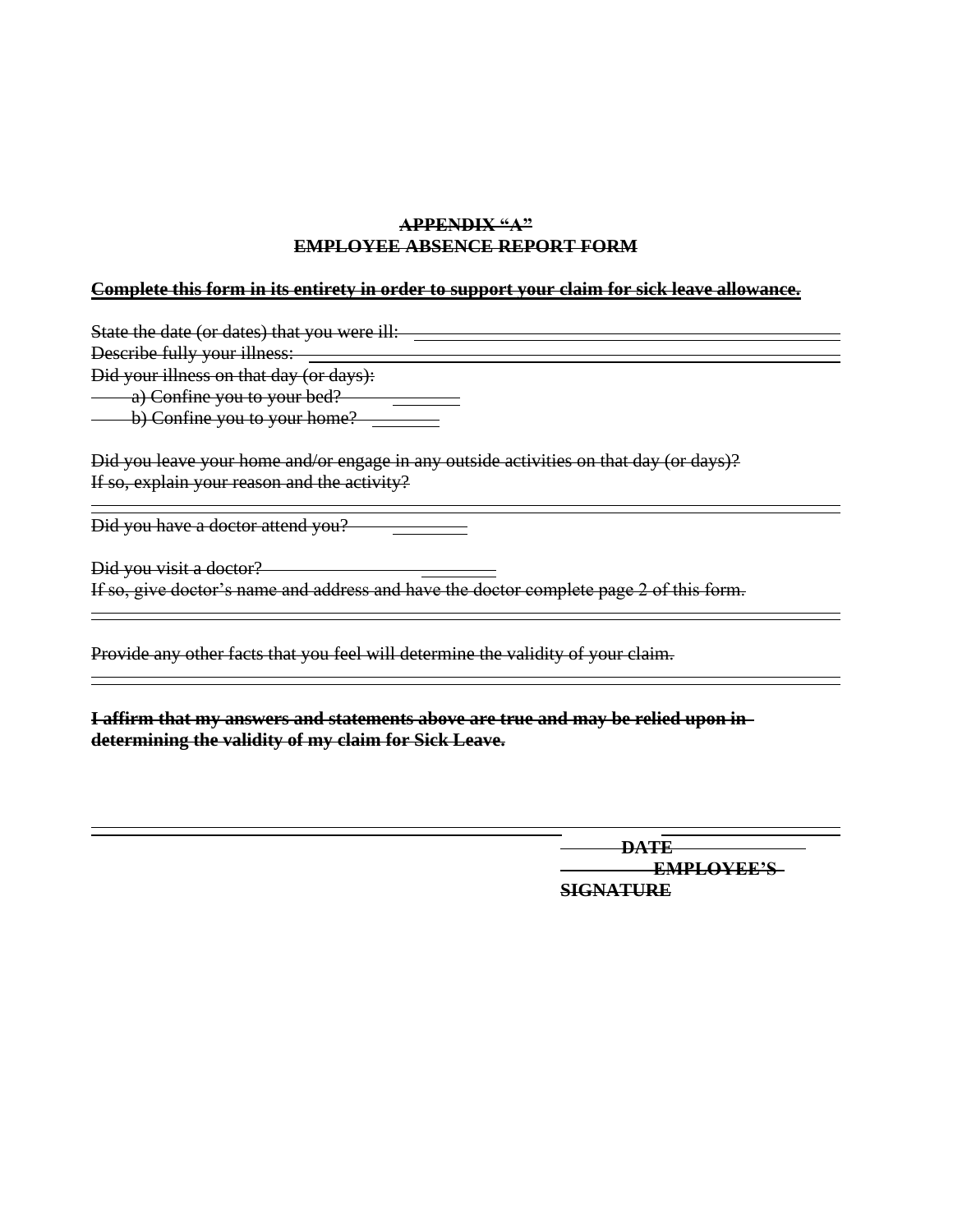~~**APPENDIX "A"**~~
~~**EMPLOYEE ABSENCE REPORT FORM**~~

~~**Complete this form in its entirety in order to support your claim for sick leave allowance.**~~

~~State the date (or dates) that you were ill:~~ ______________________________

~~Describe fully your illness:~~ ______________________________

~~Did your illness on that day (or days):~~

~~a) Confine you to your bed?~~ ________

~~b) Confine you to your home?~~ ________

~~Did you leave your home and/or engage in any outside activities on that day (or days)?~~
~~If so, explain your reason and the activity?~~

______________________________

~~Did you have a doctor attend you?~~ ________

~~Did you visit a doctor?~~ ________
~~If so, give doctor's name and address and have the doctor complete page 2 of this form.~~

______________________________

~~Provide any other facts that you feel will determine the validity of your claim.~~

______________________________

~~**I affirm that my answers and statements above are true and may be relied upon in determining the validity of my claim for Sick Leave.**~~

______________________________ ______________

~~**DATE**~~

~~**EMPLOYEE'S SIGNATURE**~~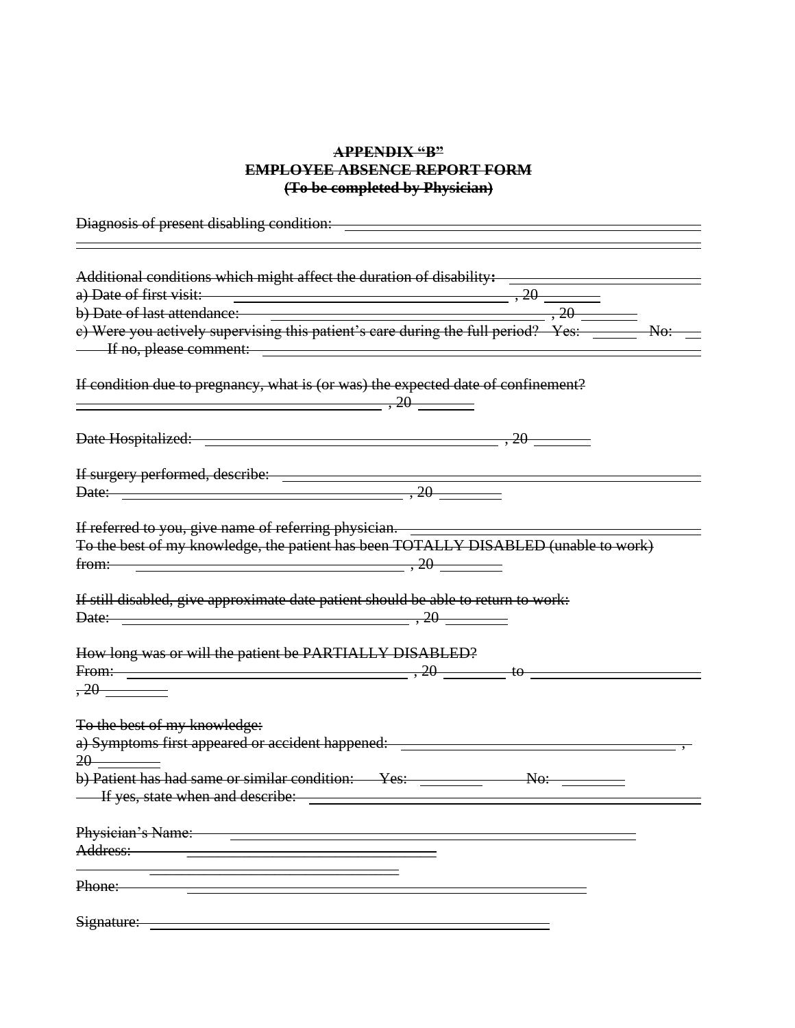~~**APPENDIX "B"**~~
~~**EMPLOYEE ABSENCE REPORT FORM**~~
~~**(To be completed by Physician)**~~

~~Diagnosis of present disabling condition:~~ ______________________________________________

______________________________________________________________________

~~Additional conditions which might affect the duration of disability:~~ ____________________

~~a) Date of first visit:~~ ________________________________ ~~, 20~~ ________

~~b) Date of last attendance:~~ ________________________________ ~~, 20~~ ________

~~c) Were you actively supervising this patient's care during the full period? Yes:~~ ______ ~~No:~~ __

~~If no, please comment:~~ ______________________________________________

~~If condition due to pregnancy, what is (or was) the expected date of confinement?~~

________________________________ ~~, 20~~ ________

~~Date Hospitalized:~~ ________________________________ ~~, 20~~ ________

~~If surgery performed, describe:~~ ______________________________________________

~~Date:~~ ________________________________ ~~, 20~~ ________

~~If referred to you, give name of referring physician.~~ ______________________________

~~To the best of my knowledge, the patient has been TOTALLY DISABLED (unable to work)~~

~~from:~~ ________________________________ ~~, 20~~ ________

~~If still disabled, give approximate date patient should be able to return to work:~~

~~Date:~~ ________________________________ ~~, 20~~ ________

~~How long was or will the patient be PARTIALLY DISABLED?~~

~~From:~~ ________________________________ ~~, 20~~ ________ ~~to~~ ____________________

~~, 20~~ ________

~~To the best of my knowledge:~~

~~a) Symptoms first appeared or accident happened:~~ ________________________________ ~~,~~

~~20~~ ________

~~b) Patient has had same or similar condition: Yes:~~ ________ ~~No:~~ ________

~~If yes, state when and describe:~~ ______________________________________________

~~Physician's Name:~~ ______________________________________________

~~Address:~~ ________________________________

________________________________

~~Phone:~~ ______________________________________________

~~Signature:~~ ______________________________________________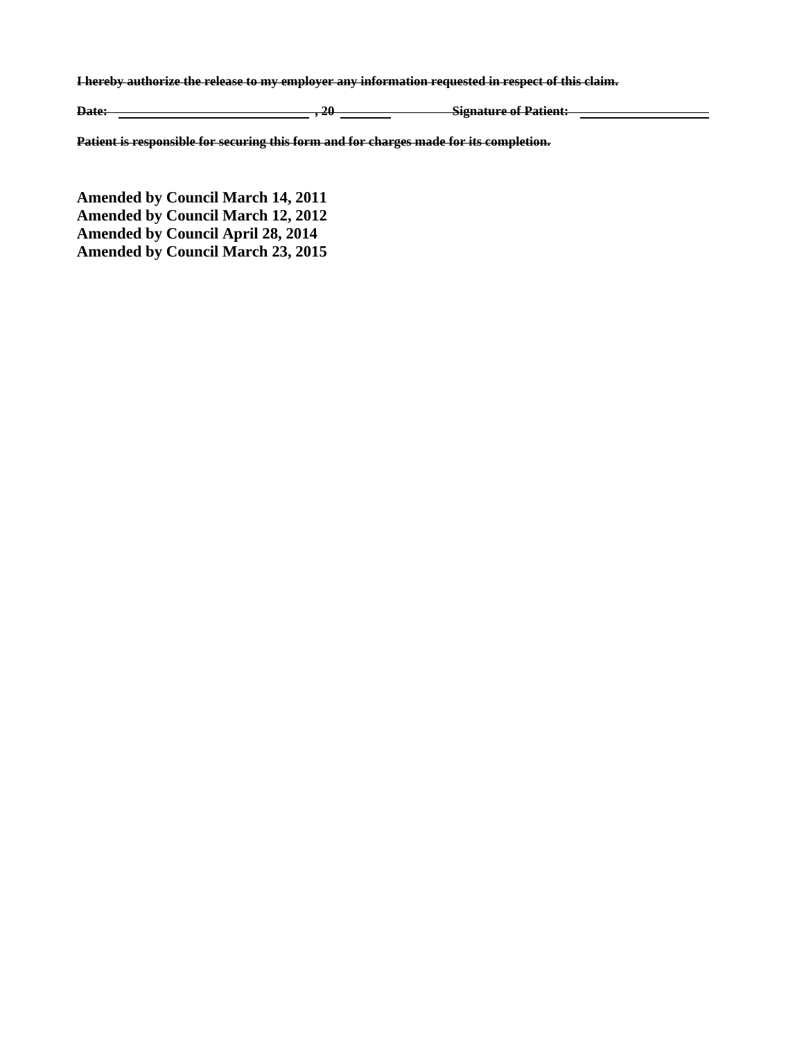~~**I hereby authorize the release to my employer any information requested in respect of this claim.**~~

~~**Date: \_\_\_\_\_\_\_\_\_\_\_\_\_\_\_\_\_\_\_\_\_\_\_\_\_\_\_\_ , 20 \_\_\_\_\_\_\_\_ Signature of Patient: \_\_\_\_\_\_\_\_\_\_\_\_\_\_\_\_\_\_\_\_**~~

~~**Patient is responsible for securing this form and for charges made for its completion.**~~

**Amended by Council March 14, 2011**
**Amended by Council March 12, 2012**
**Amended by Council April 28, 2014**
**Amended by Council March 23, 2015**